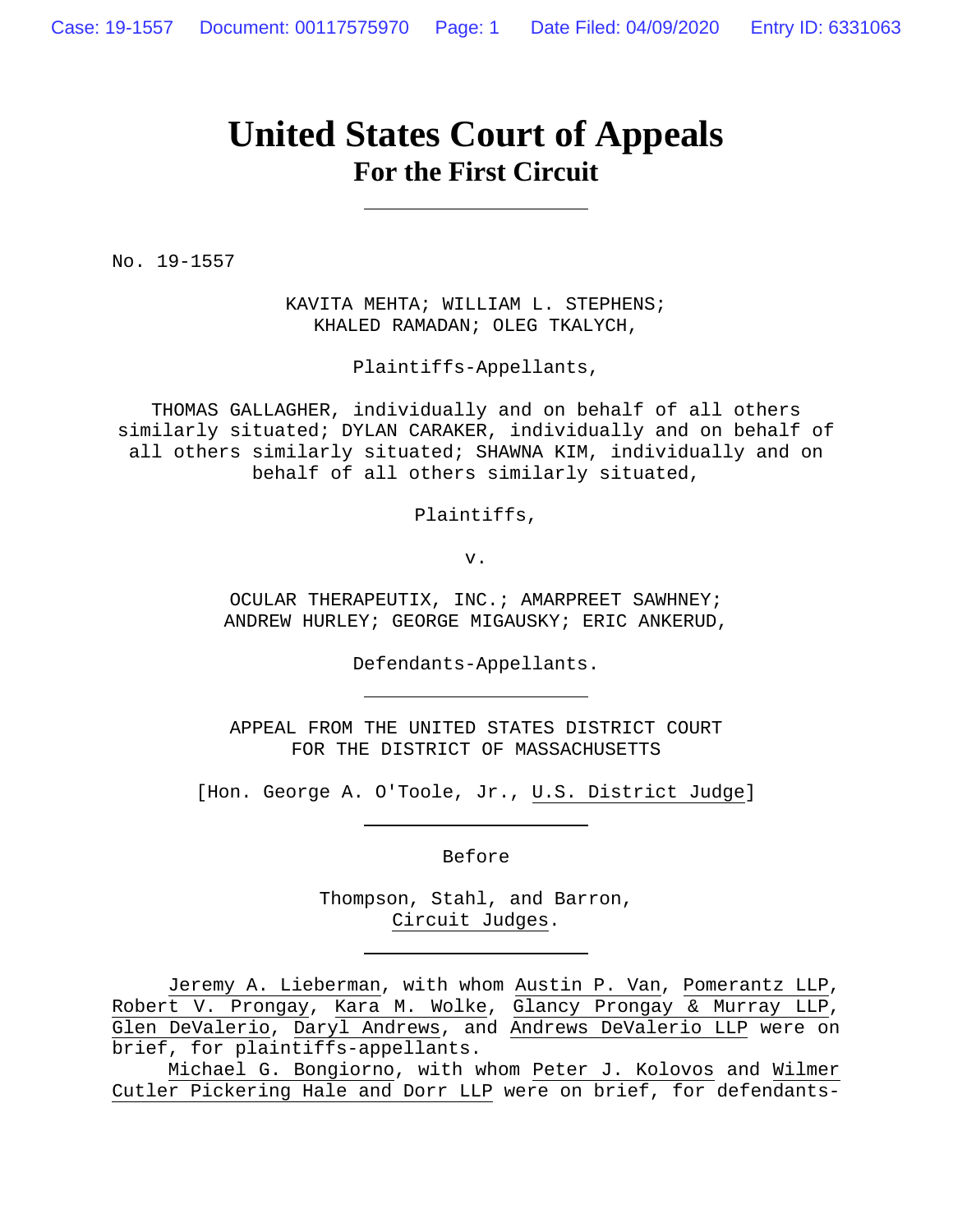# United States Court of Appeals
## For the First Circuit

---

No. 19-1557

KAVITA MEHTA; WILLIAM L. STEPHENS;
KHALED RAMADAN; OLEG TKALYCH,

Plaintiffs-Appellants,

THOMAS GALLAGHER, individually and on behalf of all others similarly situated; DYLAN CARAKER, individually and on behalf of all others similarly situated; SHAWNA KIM, individually and on behalf of all others similarly situated,

Plaintiffs,

v.

OCULAR THERAPEUTIX, INC.; AMARPREET SAWHNEY;
ANDREW HURLEY; GEORGE MIGAUSKY; ERIC ANKERUD,

Defendants-Appellants.

---

APPEAL FROM THE UNITED STATES DISTRICT COURT
FOR THE DISTRICT OF MASSACHUSETTS

[Hon. George A. O'Toole, Jr., U.S. District Judge]

---

Before

Thompson, Stahl, and Barron,
Circuit Judges.

---

Jeremy A. Lieberman, with whom Austin P. Van, Pomerantz LLP, Robert V. Prongay, Kara M. Wolke, Glancy Prongay & Murray LLP, Glen DeValerio, Daryl Andrews, and Andrews DeValerio LLP were on brief, for plaintiffs-appellants.

Michael G. Bongiorno, with whom Peter J. Kolovos and Wilmer Cutler Pickering Hale and Dorr LLP were on brief, for defendants-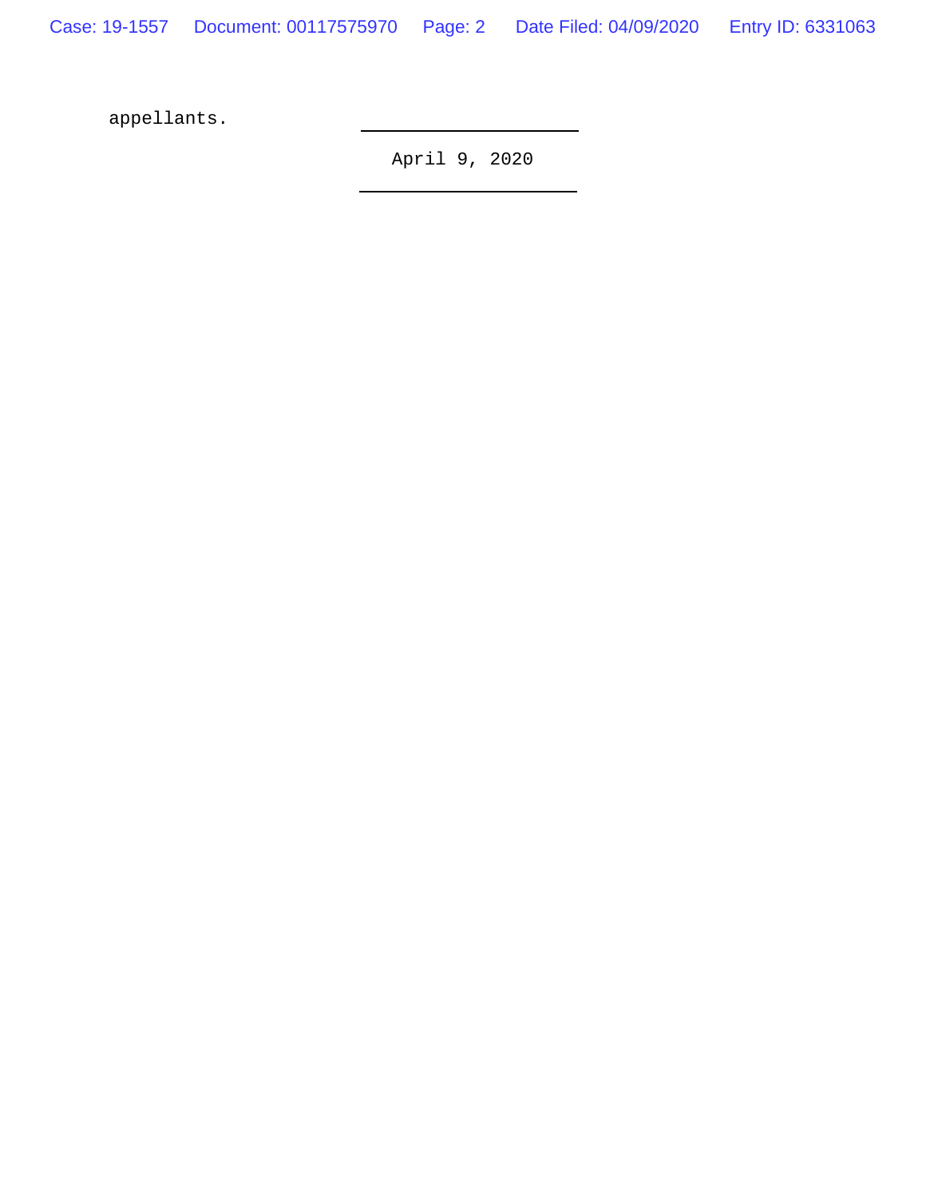appellants.

---

April 9, 2020

---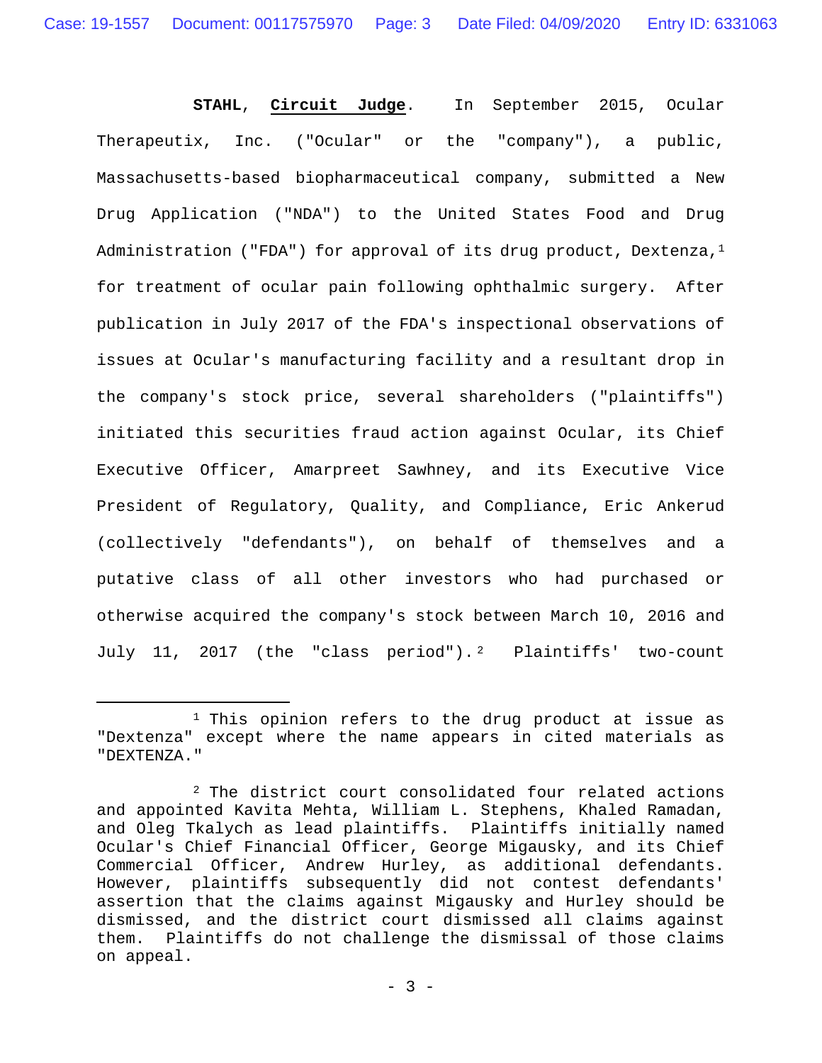**STAHL**, **Circuit Judge**. In September 2015, Ocular Therapeutix, Inc. ("Ocular" or the "company"), a public, Massachusetts-based biopharmaceutical company, submitted a New Drug Application ("NDA") to the United States Food and Drug Administration ("FDA") for approval of its drug product, Dextenza,[1] for treatment of ocular pain following ophthalmic surgery. After publication in July 2017 of the FDA's inspectional observations of issues at Ocular's manufacturing facility and a resultant drop in the company's stock price, several shareholders ("plaintiffs") initiated this securities fraud action against Ocular, its Chief Executive Officer, Amarpreet Sawhney, and its Executive Vice President of Regulatory, Quality, and Compliance, Eric Ankerud (collectively "defendants"), on behalf of themselves and a putative class of all other investors who had purchased or otherwise acquired the company's stock between March 10, 2016 and July 11, 2017 (the "class period").[2] Plaintiffs' two-count

---

[1] This opinion refers to the drug product at issue as "Dextenza" except where the name appears in cited materials as "DEXTENZA."

[2] The district court consolidated four related actions and appointed Kavita Mehta, William L. Stephens, Khaled Ramadan, and Oleg Tkalych as lead plaintiffs. Plaintiffs initially named Ocular's Chief Financial Officer, George Migausky, and its Chief Commercial Officer, Andrew Hurley, as additional defendants. However, plaintiffs subsequently did not contest defendants' assertion that the claims against Migausky and Hurley should be dismissed, and the district court dismissed all claims against them. Plaintiffs do not challenge the dismissal of those claims on appeal.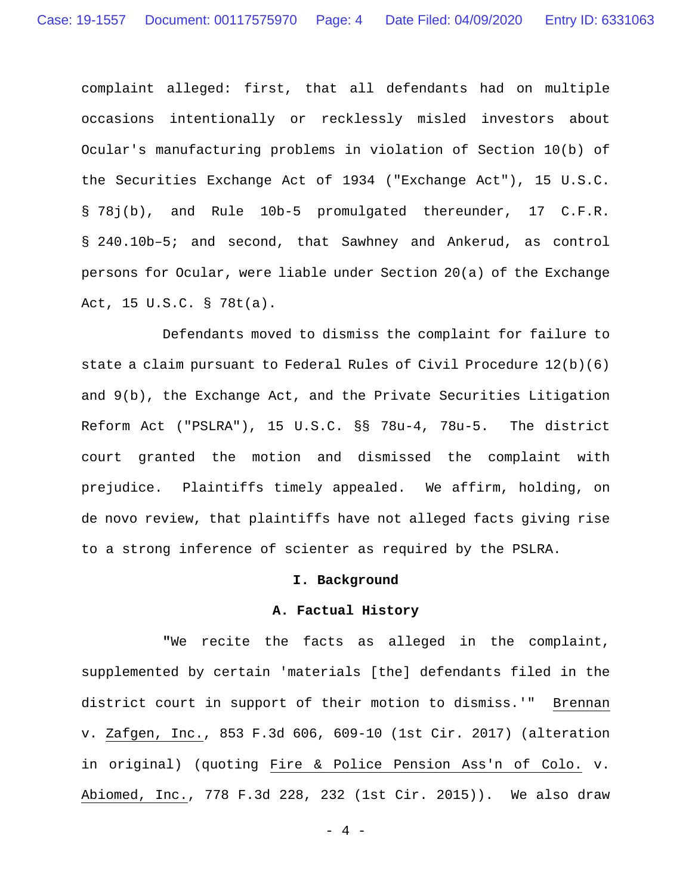complaint alleged: first, that all defendants had on multiple occasions intentionally or recklessly misled investors about Ocular's manufacturing problems in violation of Section 10(b) of the Securities Exchange Act of 1934 ("Exchange Act"), 15 U.S.C. § 78j(b), and Rule 10b-5 promulgated thereunder, 17 C.F.R. § 240.10b–5; and second, that Sawhney and Ankerud, as control persons for Ocular, were liable under Section 20(a) of the Exchange Act, 15 U.S.C. § 78t(a).

Defendants moved to dismiss the complaint for failure to state a claim pursuant to Federal Rules of Civil Procedure 12(b)(6) and 9(b), the Exchange Act, and the Private Securities Litigation Reform Act ("PSLRA"), 15 U.S.C. §§ 78u-4, 78u-5. The district court granted the motion and dismissed the complaint with prejudice. Plaintiffs timely appealed. We affirm, holding, on de novo review, that plaintiffs have not alleged facts giving rise to a strong inference of scienter as required by the PSLRA.

## I. Background

### A. Factual History

"We recite the facts as alleged in the complaint, supplemented by certain 'materials [the] defendants filed in the district court in support of their motion to dismiss.'" Brennan v. Zafgen, Inc., 853 F.3d 606, 609-10 (1st Cir. 2017) (alteration in original) (quoting Fire & Police Pension Ass'n of Colo. v. Abiomed, Inc., 778 F.3d 228, 232 (1st Cir. 2015)). We also draw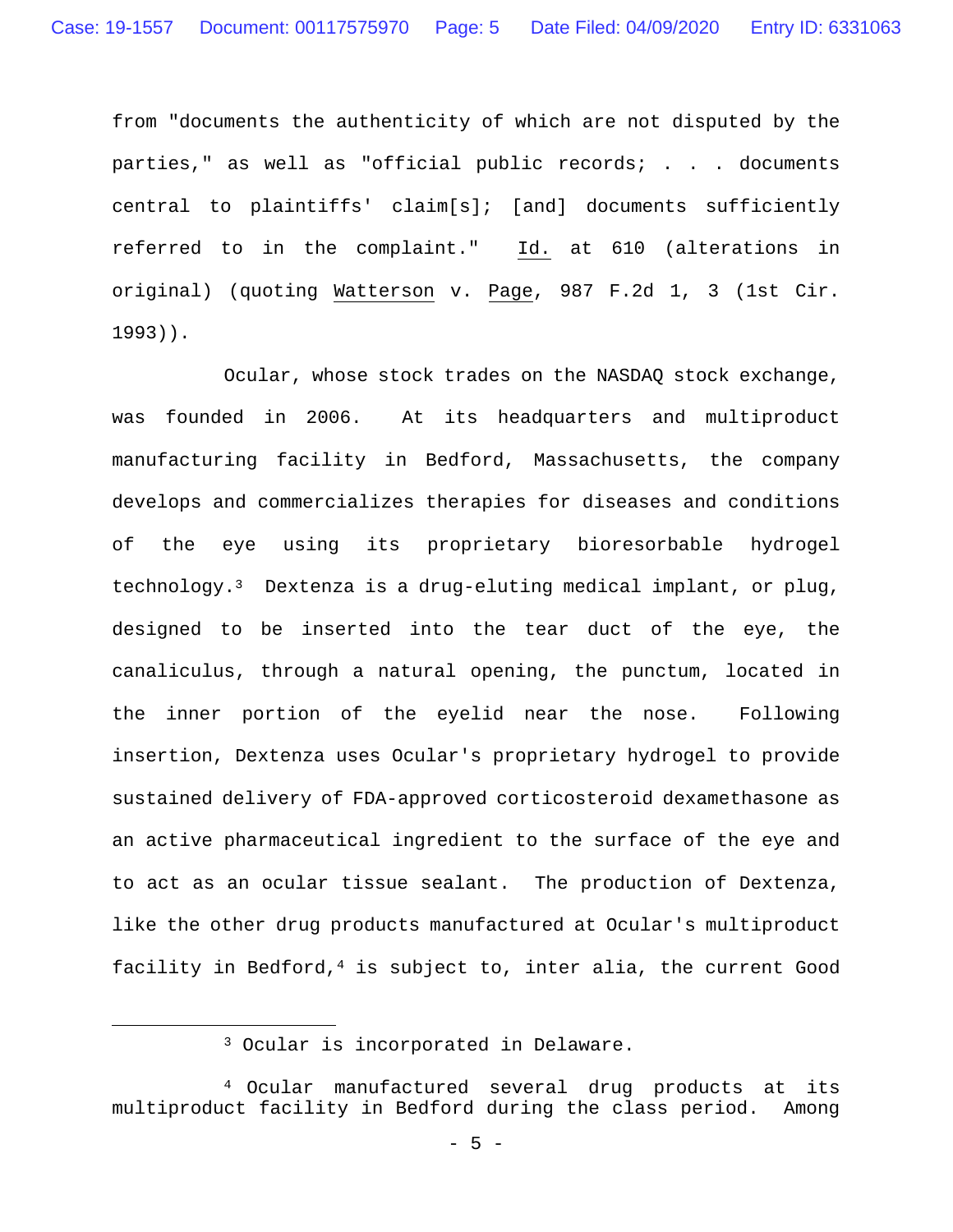from "documents the authenticity of which are not disputed by the parties," as well as "official public records; . . . documents central to plaintiffs' claim[s]; [and] documents sufficiently referred to in the complaint." Id. at 610 (alterations in original) (quoting Watterson v. Page, 987 F.2d 1, 3 (1st Cir. 1993)).

Ocular, whose stock trades on the NASDAQ stock exchange, was founded in 2006. At its headquarters and multiproduct manufacturing facility in Bedford, Massachusetts, the company develops and commercializes therapies for diseases and conditions of the eye using its proprietary bioresorbable hydrogel technology.[3] Dextenza is a drug-eluting medical implant, or plug, designed to be inserted into the tear duct of the eye, the canaliculus, through a natural opening, the punctum, located in the inner portion of the eyelid near the nose. Following insertion, Dextenza uses Ocular's proprietary hydrogel to provide sustained delivery of FDA-approved corticosteroid dexamethasone as an active pharmaceutical ingredient to the surface of the eye and to act as an ocular tissue sealant. The production of Dextenza, like the other drug products manufactured at Ocular's multiproduct facility in Bedford,[4] is subject to, inter alia, the current Good

---

[3] Ocular is incorporated in Delaware.

[4] Ocular manufactured several drug products at its multiproduct facility in Bedford during the class period. Among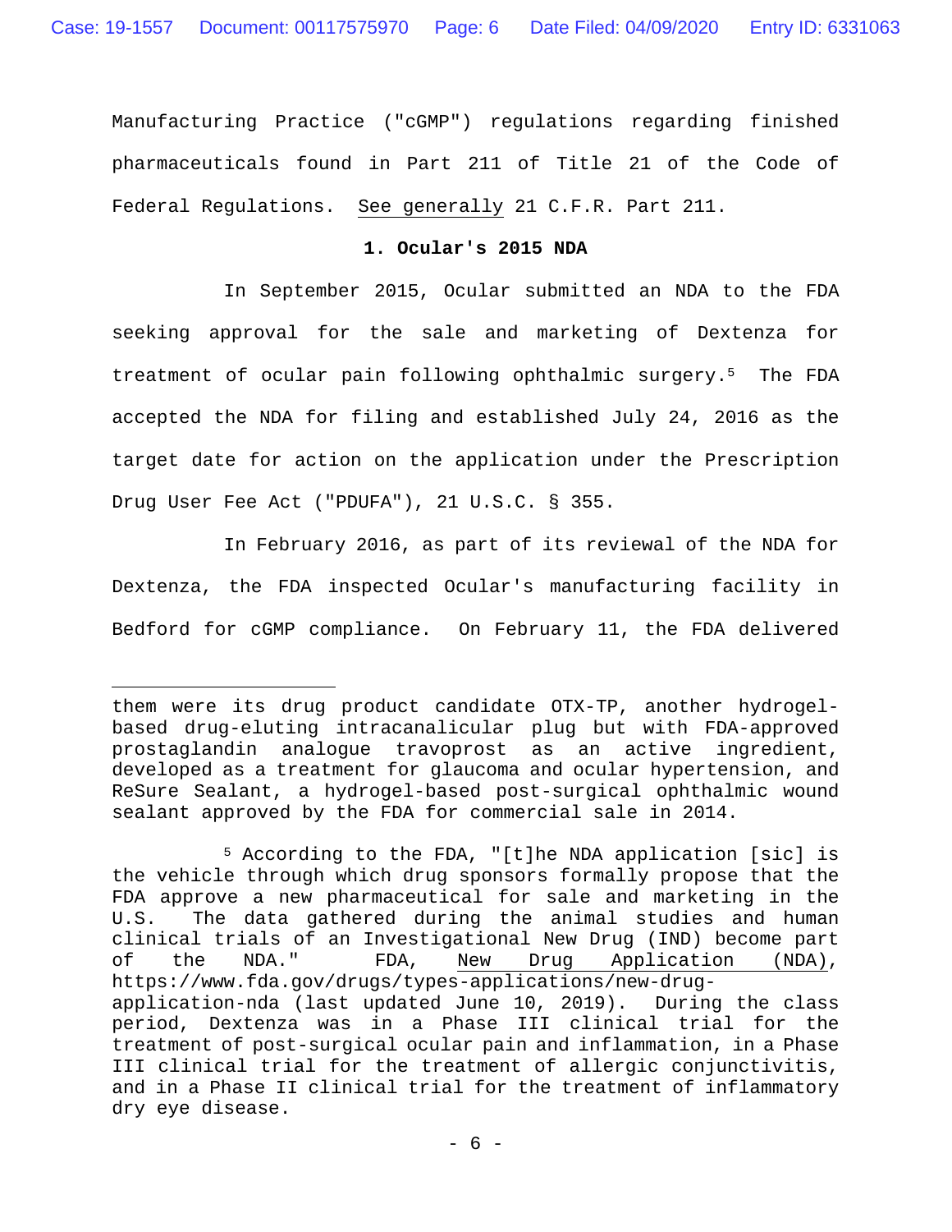Manufacturing Practice ("cGMP") regulations regarding finished pharmaceuticals found in Part 211 of Title 21 of the Code of Federal Regulations. See generally 21 C.F.R. Part 211.

### 1. Ocular's 2015 NDA

In September 2015, Ocular submitted an NDA to the FDA seeking approval for the sale and marketing of Dextenza for treatment of ocular pain following ophthalmic surgery.[5] The FDA accepted the NDA for filing and established July 24, 2016 as the target date for action on the application under the Prescription Drug User Fee Act ("PDUFA"), 21 U.S.C. § 355.

In February 2016, as part of its reviewal of the NDA for Dextenza, the FDA inspected Ocular's manufacturing facility in Bedford for cGMP compliance. On February 11, the FDA delivered

---

them were its drug product candidate OTX-TP, another hydrogel-based drug-eluting intracanalicular plug but with FDA-approved prostaglandin analogue travoprost as an active ingredient, developed as a treatment for glaucoma and ocular hypertension, and ReSure Sealant, a hydrogel-based post-surgical ophthalmic wound sealant approved by the FDA for commercial sale in 2014.

[5] According to the FDA, "[t]he NDA application [sic] is the vehicle through which drug sponsors formally propose that the FDA approve a new pharmaceutical for sale and marketing in the U.S. The data gathered during the animal studies and human clinical trials of an Investigational New Drug (IND) become part of the NDA." FDA, New Drug Application (NDA), https://www.fda.gov/drugs/types-applications/new-drug-application-nda (last updated June 10, 2019). During the class period, Dextenza was in a Phase III clinical trial for the treatment of post-surgical ocular pain and inflammation, in a Phase III clinical trial for the treatment of allergic conjunctivitis, and in a Phase II clinical trial for the treatment of inflammatory dry eye disease.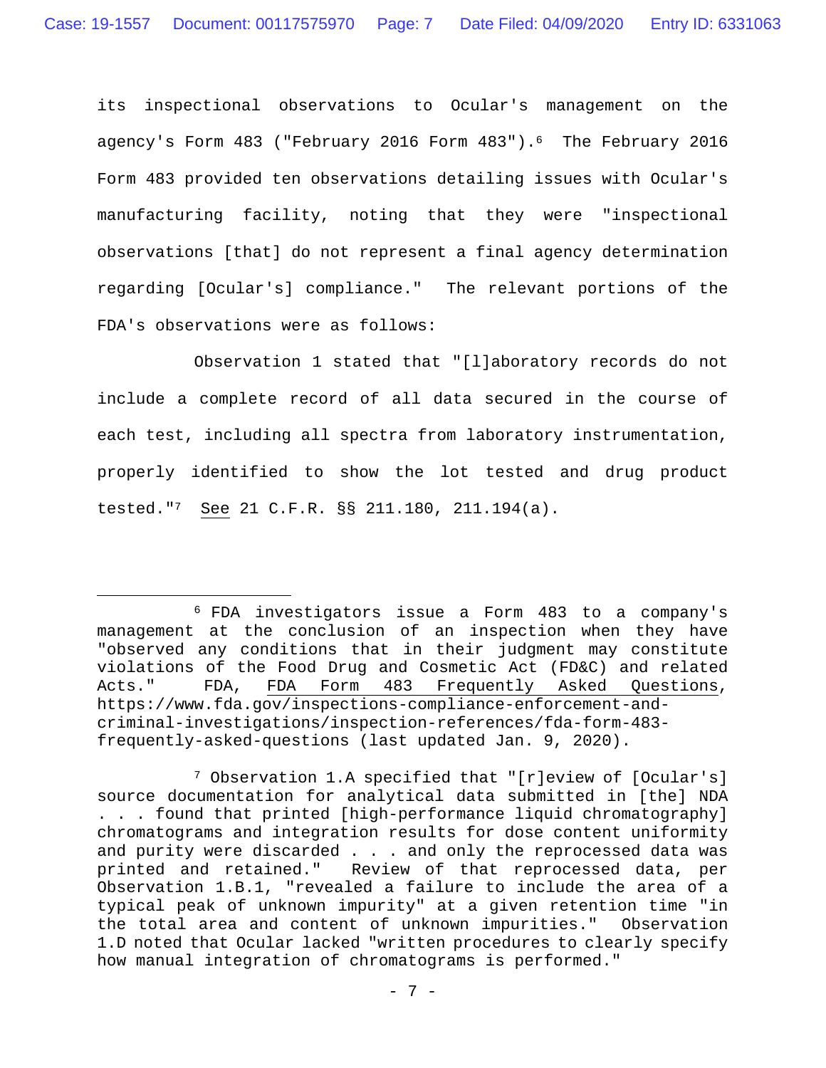its inspectional observations to Ocular's management on the agency's Form 483 ("February 2016 Form 483").[6] The February 2016 Form 483 provided ten observations detailing issues with Ocular's manufacturing facility, noting that they were "inspectional observations [that] do not represent a final agency determination regarding [Ocular's] compliance." The relevant portions of the FDA's observations were as follows:

Observation 1 stated that "[l]aboratory records do not include a complete record of all data secured in the course of each test, including all spectra from laboratory instrumentation, properly identified to show the lot tested and drug product tested."[7] See 21 C.F.R. §§ 211.180, 211.194(a).

---

[6] FDA investigators issue a Form 483 to a company's management at the conclusion of an inspection when they have "observed any conditions that in their judgment may constitute violations of the Food Drug and Cosmetic Act (FD&C) and related Acts." FDA, FDA Form 483 Frequently Asked Questions, https://www.fda.gov/inspections-compliance-enforcement-and-criminal-investigations/inspection-references/fda-form-483-frequently-asked-questions (last updated Jan. 9, 2020).

[7] Observation 1.A specified that "[r]eview of [Ocular's] source documentation for analytical data submitted in [the] NDA . . . found that printed [high-performance liquid chromatography] chromatograms and integration results for dose content uniformity and purity were discarded . . . and only the reprocessed data was printed and retained." Review of that reprocessed data, per Observation 1.B.1, "revealed a failure to include the area of a typical peak of unknown impurity" at a given retention time "in the total area and content of unknown impurities." Observation 1.D noted that Ocular lacked "written procedures to clearly specify how manual integration of chromatograms is performed."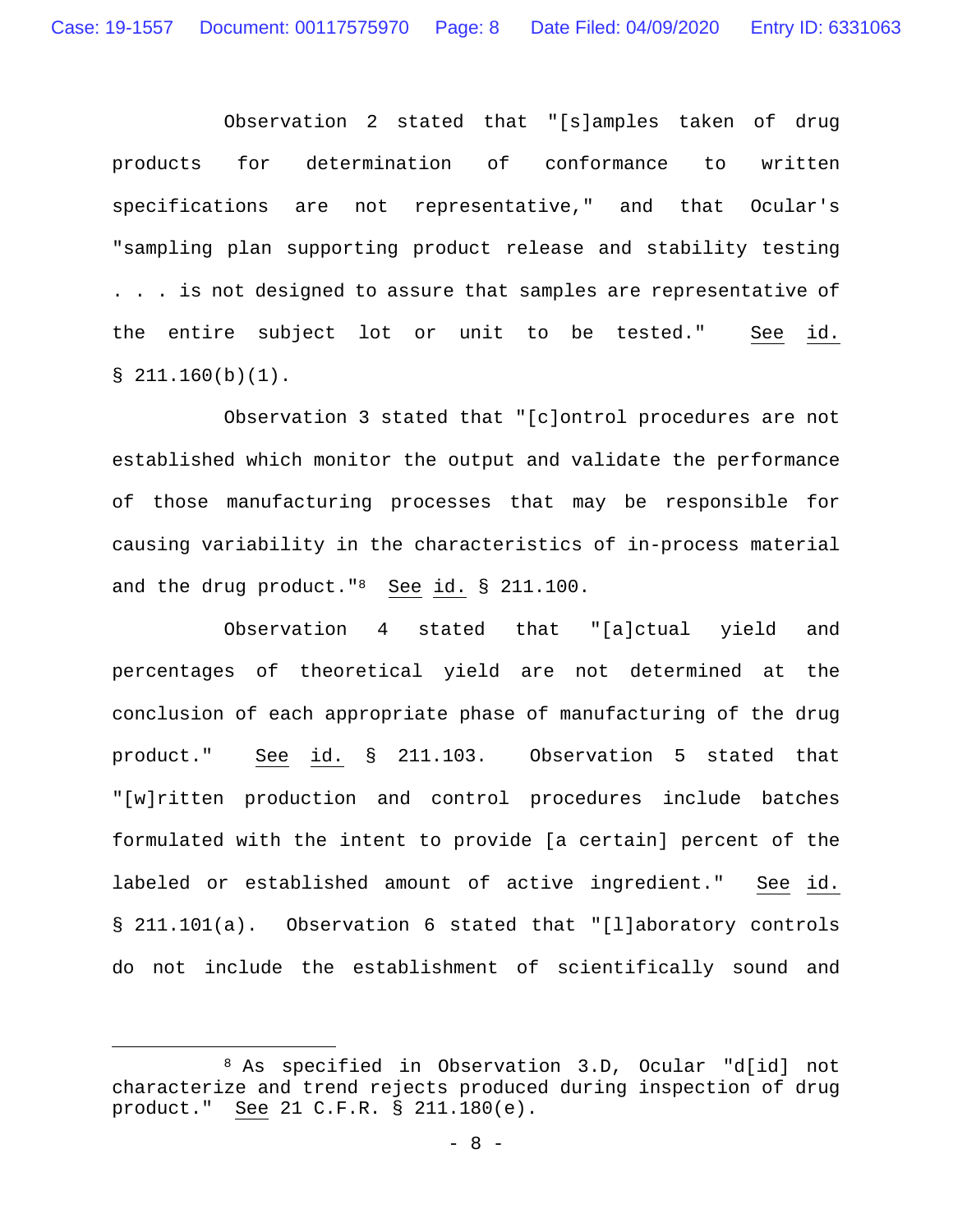Observation 2 stated that "[s]amples taken of drug products for determination of conformance to written specifications are not representative," and that Ocular's "sampling plan supporting product release and stability testing . . . is not designed to assure that samples are representative of the entire subject lot or unit to be tested." See id. § 211.160(b)(1).

Observation 3 stated that "[c]ontrol procedures are not established which monitor the output and validate the performance of those manufacturing processes that may be responsible for causing variability in the characteristics of in-process material and the drug product."[8] See id. § 211.100.

Observation 4 stated that "[a]ctual yield and percentages of theoretical yield are not determined at the conclusion of each appropriate phase of manufacturing of the drug product." See id. § 211.103. Observation 5 stated that "[w]ritten production and control procedures include batches formulated with the intent to provide [a certain] percent of the labeled or established amount of active ingredient." See id. § 211.101(a). Observation 6 stated that "[l]aboratory controls do not include the establishment of scientifically sound and

---

[8] As specified in Observation 3.D, Ocular "d[id] not characterize and trend rejects produced during inspection of drug product." See 21 C.F.R. § 211.180(e).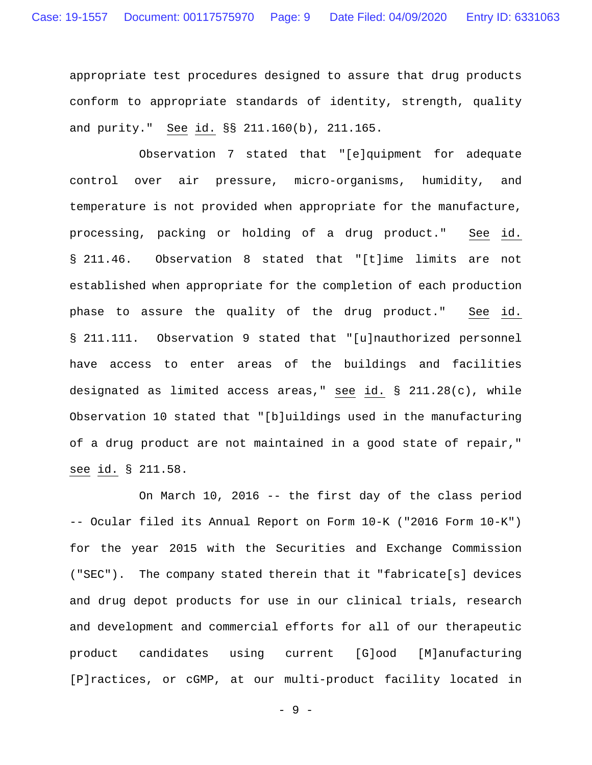appropriate test procedures designed to assure that drug products conform to appropriate standards of identity, strength, quality and purity." See id. §§ 211.160(b), 211.165.

Observation 7 stated that "[e]quipment for adequate control over air pressure, micro-organisms, humidity, and temperature is not provided when appropriate for the manufacture, processing, packing or holding of a drug product." See id. § 211.46. Observation 8 stated that "[t]ime limits are not established when appropriate for the completion of each production phase to assure the quality of the drug product." See id. § 211.111. Observation 9 stated that "[u]nauthorized personnel have access to enter areas of the buildings and facilities designated as limited access areas," see id. § 211.28(c), while Observation 10 stated that "[b]uildings used in the manufacturing of a drug product are not maintained in a good state of repair," see id. § 211.58.

On March 10, 2016 -- the first day of the class period -- Ocular filed its Annual Report on Form 10-K ("2016 Form 10-K") for the year 2015 with the Securities and Exchange Commission ("SEC"). The company stated therein that it "fabricate[s] devices and drug depot products for use in our clinical trials, research and development and commercial efforts for all of our therapeutic product candidates using current [G]ood [M]anufacturing [P]ractices, or cGMP, at our multi-product facility located in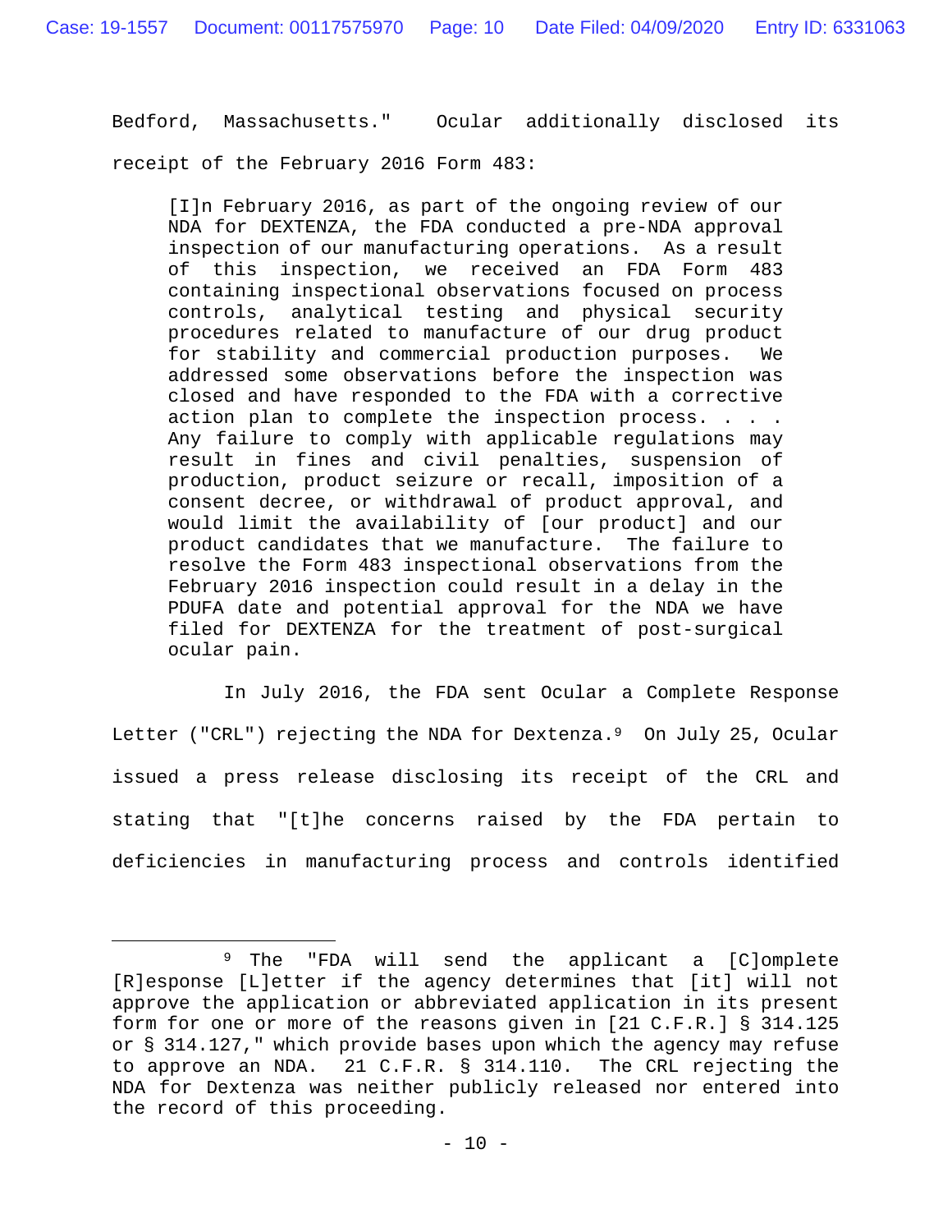Bedford, Massachusetts." Ocular additionally disclosed its receipt of the February 2016 Form 483:

> [I]n February 2016, as part of the ongoing review of our NDA for DEXTENZA, the FDA conducted a pre-NDA approval inspection of our manufacturing operations. As a result of this inspection, we received an FDA Form 483 containing inspectional observations focused on process controls, analytical testing and physical security procedures related to manufacture of our drug product for stability and commercial production purposes. We addressed some observations before the inspection was closed and have responded to the FDA with a corrective action plan to complete the inspection process. . . . Any failure to comply with applicable regulations may result in fines and civil penalties, suspension of production, product seizure or recall, imposition of a consent decree, or withdrawal of product approval, and would limit the availability of [our product] and our product candidates that we manufacture. The failure to resolve the Form 483 inspectional observations from the February 2016 inspection could result in a delay in the PDUFA date and potential approval for the NDA we have filed for DEXTENZA for the treatment of post-surgical ocular pain.

In July 2016, the FDA sent Ocular a Complete Response Letter ("CRL") rejecting the NDA for Dextenza.[9] On July 25, Ocular issued a press release disclosing its receipt of the CRL and stating that "[t]he concerns raised by the FDA pertain to deficiencies in manufacturing process and controls identified

---

[9] The "FDA will send the applicant a [C]omplete [R]esponse [L]etter if the agency determines that [it] will not approve the application or abbreviated application in its present form for one or more of the reasons given in [21 C.F.R.] § 314.125 or § 314.127," which provide bases upon which the agency may refuse to approve an NDA. 21 C.F.R. § 314.110. The CRL rejecting the NDA for Dextenza was neither publicly released nor entered into the record of this proceeding.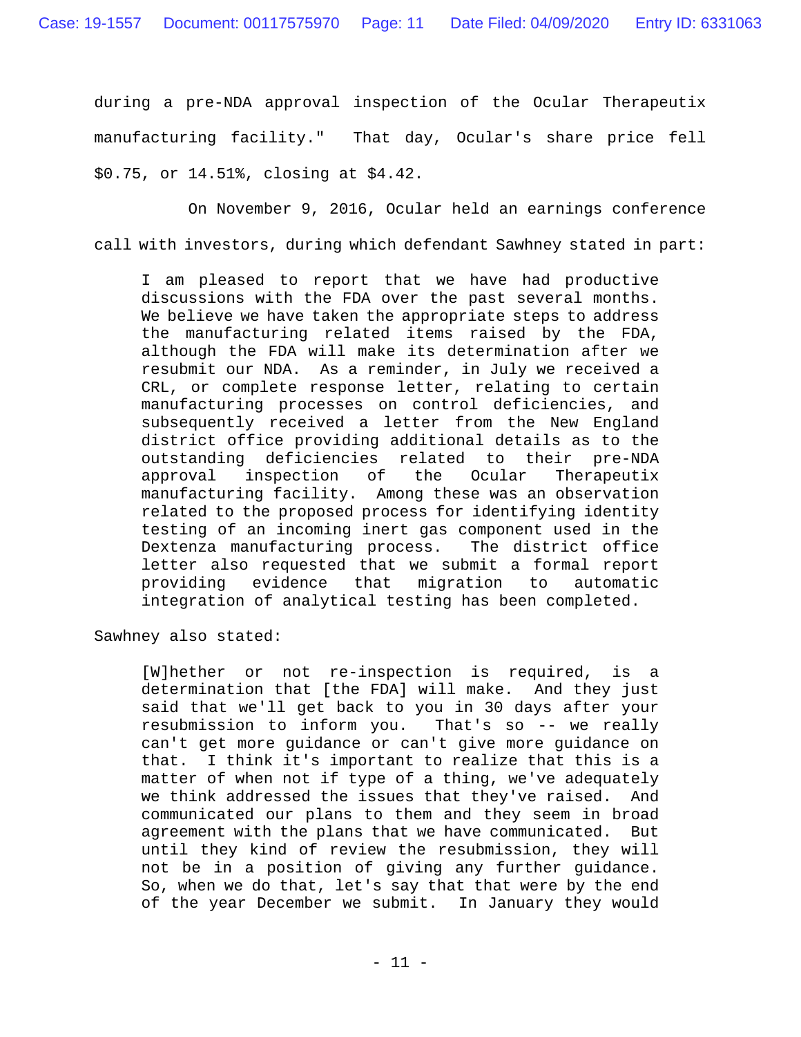during a pre-NDA approval inspection of the Ocular Therapeutix manufacturing facility." That day, Ocular's share price fell $0.75, or 14.51%, closing at $4.42.

On November 9, 2016, Ocular held an earnings conference call with investors, during which defendant Sawhney stated in part:

> I am pleased to report that we have had productive discussions with the FDA over the past several months. We believe we have taken the appropriate steps to address the manufacturing related items raised by the FDA, although the FDA will make its determination after we resubmit our NDA. As a reminder, in July we received a CRL, or complete response letter, relating to certain manufacturing processes on control deficiencies, and subsequently received a letter from the New England district office providing additional details as to the outstanding deficiencies related to their pre-NDA approval inspection of the Ocular Therapeutix manufacturing facility. Among these was an observation related to the proposed process for identifying identity testing of an incoming inert gas component used in the Dextenza manufacturing process. The district office letter also requested that we submit a formal report providing evidence that migration to automatic integration of analytical testing has been completed.

Sawhney also stated:

> [W]hether or not re-inspection is required, is a determination that [the FDA] will make. And they just said that we'll get back to you in 30 days after your resubmission to inform you. That's so -- we really can't get more guidance or can't give more guidance on that. I think it's important to realize that this is a matter of when not if type of a thing, we've adequately we think addressed the issues that they've raised. And communicated our plans to them and they seem in broad agreement with the plans that we have communicated. But until they kind of review the resubmission, they will not be in a position of giving any further guidance. So, when we do that, let's say that that were by the end of the year December we submit. In January they would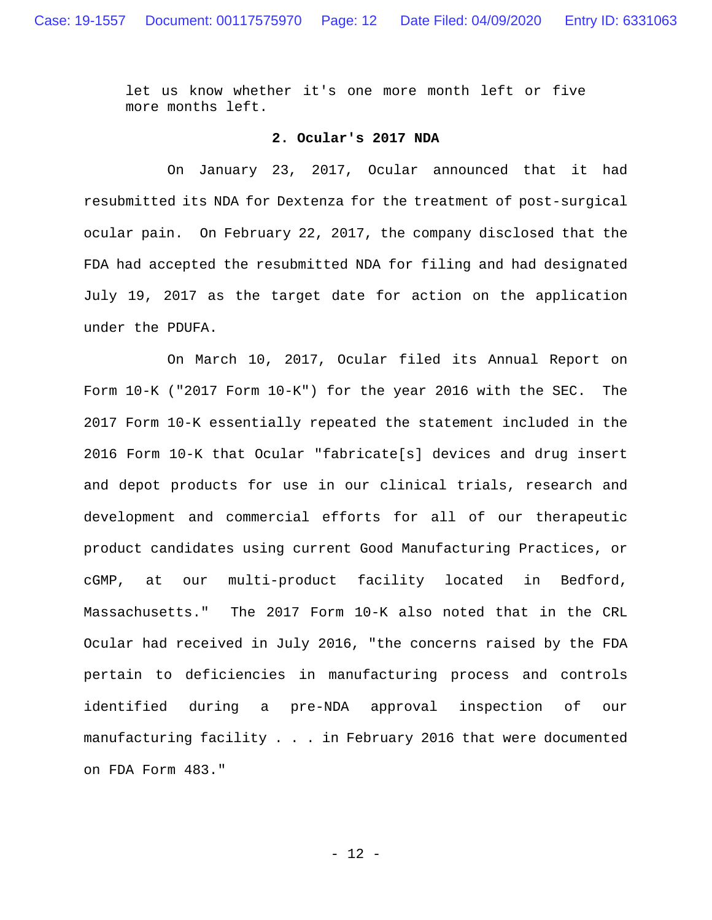let us know whether it's one more month left or five more months left.

**2. Ocular's 2017 NDA**

On January 23, 2017, Ocular announced that it had resubmitted its NDA for Dextenza for the treatment of post-surgical ocular pain. On February 22, 2017, the company disclosed that the FDA had accepted the resubmitted NDA for filing and had designated July 19, 2017 as the target date for action on the application under the PDUFA.

On March 10, 2017, Ocular filed its Annual Report on Form 10-K ("2017 Form 10-K") for the year 2016 with the SEC. The 2017 Form 10-K essentially repeated the statement included in the 2016 Form 10-K that Ocular "fabricate[s] devices and drug insert and depot products for use in our clinical trials, research and development and commercial efforts for all of our therapeutic product candidates using current Good Manufacturing Practices, or cGMP, at our multi-product facility located in Bedford, Massachusetts." The 2017 Form 10-K also noted that in the CRL Ocular had received in July 2016, "the concerns raised by the FDA pertain to deficiencies in manufacturing process and controls identified during a pre-NDA approval inspection of our manufacturing facility . . . in February 2016 that were documented on FDA Form 483."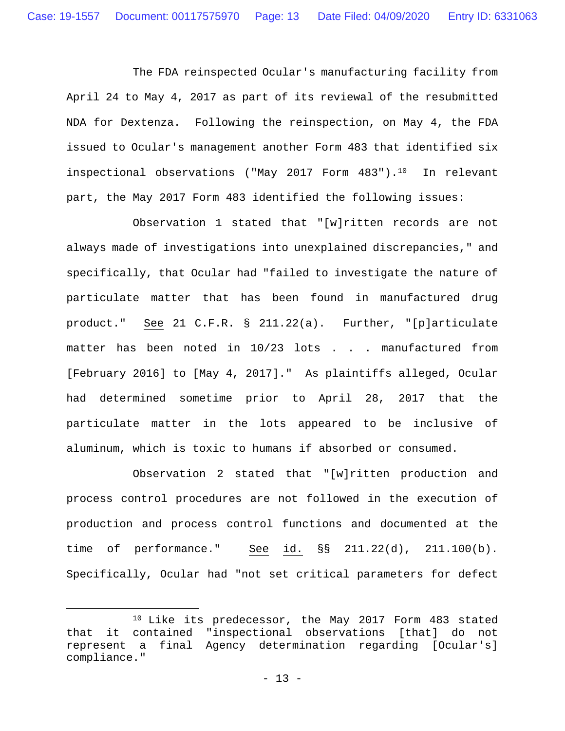The FDA reinspected Ocular's manufacturing facility from April 24 to May 4, 2017 as part of its reviewal of the resubmitted NDA for Dextenza. Following the reinspection, on May 4, the FDA issued to Ocular's management another Form 483 that identified six inspectional observations ("May 2017 Form 483").[10] In relevant part, the May 2017 Form 483 identified the following issues:

Observation 1 stated that "[w]ritten records are not always made of investigations into unexplained discrepancies," and specifically, that Ocular had "failed to investigate the nature of particulate matter that has been found in manufactured drug product." See 21 C.F.R. § 211.22(a). Further, "[p]articulate matter has been noted in 10/23 lots . . . manufactured from [February 2016] to [May 4, 2017]." As plaintiffs alleged, Ocular had determined sometime prior to April 28, 2017 that the particulate matter in the lots appeared to be inclusive of aluminum, which is toxic to humans if absorbed or consumed.

Observation 2 stated that "[w]ritten production and process control procedures are not followed in the execution of production and process control functions and documented at the time of performance." See id. §§ 211.22(d), 211.100(b). Specifically, Ocular had "not set critical parameters for defect

---

[10] Like its predecessor, the May 2017 Form 483 stated that it contained "inspectional observations [that] do not represent a final Agency determination regarding [Ocular's] compliance."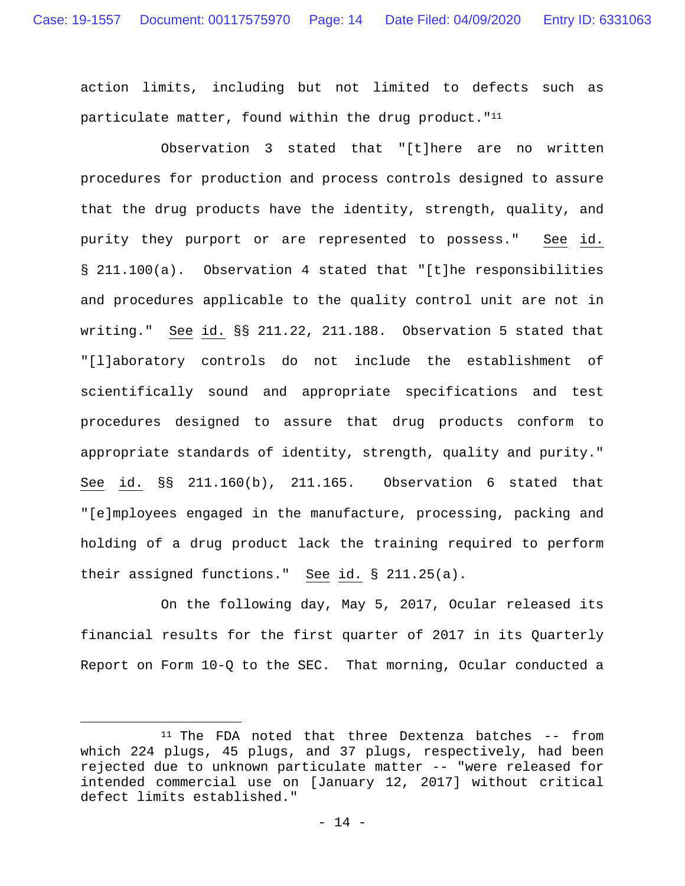action limits, including but not limited to defects such as particulate matter, found within the drug product."[11]

Observation 3 stated that "[t]here are no written procedures for production and process controls designed to assure that the drug products have the identity, strength, quality, and purity they purport or are represented to possess." See id. § 211.100(a). Observation 4 stated that "[t]he responsibilities and procedures applicable to the quality control unit are not in writing." See id. §§ 211.22, 211.188. Observation 5 stated that "[l]aboratory controls do not include the establishment of scientifically sound and appropriate specifications and test procedures designed to assure that drug products conform to appropriate standards of identity, strength, quality and purity." See id. §§ 211.160(b), 211.165. Observation 6 stated that "[e]mployees engaged in the manufacture, processing, packing and holding of a drug product lack the training required to perform their assigned functions." See id. § 211.25(a).

On the following day, May 5, 2017, Ocular released its financial results for the first quarter of 2017 in its Quarterly Report on Form 10-Q to the SEC. That morning, Ocular conducted a

---

[11] The FDA noted that three Dextenza batches -- from which 224 plugs, 45 plugs, and 37 plugs, respectively, had been rejected due to unknown particulate matter -- "were released for intended commercial use on [January 12, 2017] without critical defect limits established."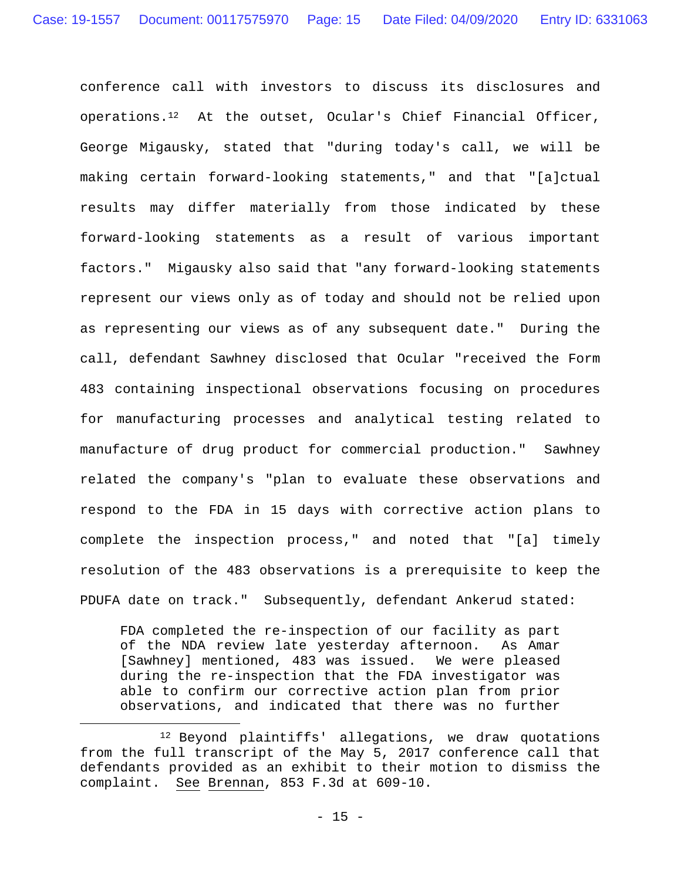conference call with investors to discuss its disclosures and operations.[12] At the outset, Ocular's Chief Financial Officer, George Migausky, stated that "during today's call, we will be making certain forward-looking statements," and that "[a]ctual results may differ materially from those indicated by these forward-looking statements as a result of various important factors." Migausky also said that "any forward-looking statements represent our views only as of today and should not be relied upon as representing our views as of any subsequent date." During the call, defendant Sawhney disclosed that Ocular "received the Form 483 containing inspectional observations focusing on procedures for manufacturing processes and analytical testing related to manufacture of drug product for commercial production." Sawhney related the company's "plan to evaluate these observations and respond to the FDA in 15 days with corrective action plans to complete the inspection process," and noted that "[a] timely resolution of the 483 observations is a prerequisite to keep the PDUFA date on track." Subsequently, defendant Ankerud stated:

> FDA completed the re-inspection of our facility as part of the NDA review late yesterday afternoon. As Amar [Sawhney] mentioned, 483 was issued. We were pleased during the re-inspection that the FDA investigator was able to confirm our corrective action plan from prior observations, and indicated that there was no further

[12] Beyond plaintiffs' allegations, we draw quotations from the full transcript of the May 5, 2017 conference call that defendants provided as an exhibit to their motion to dismiss the complaint. See Brennan, 853 F.3d at 609-10.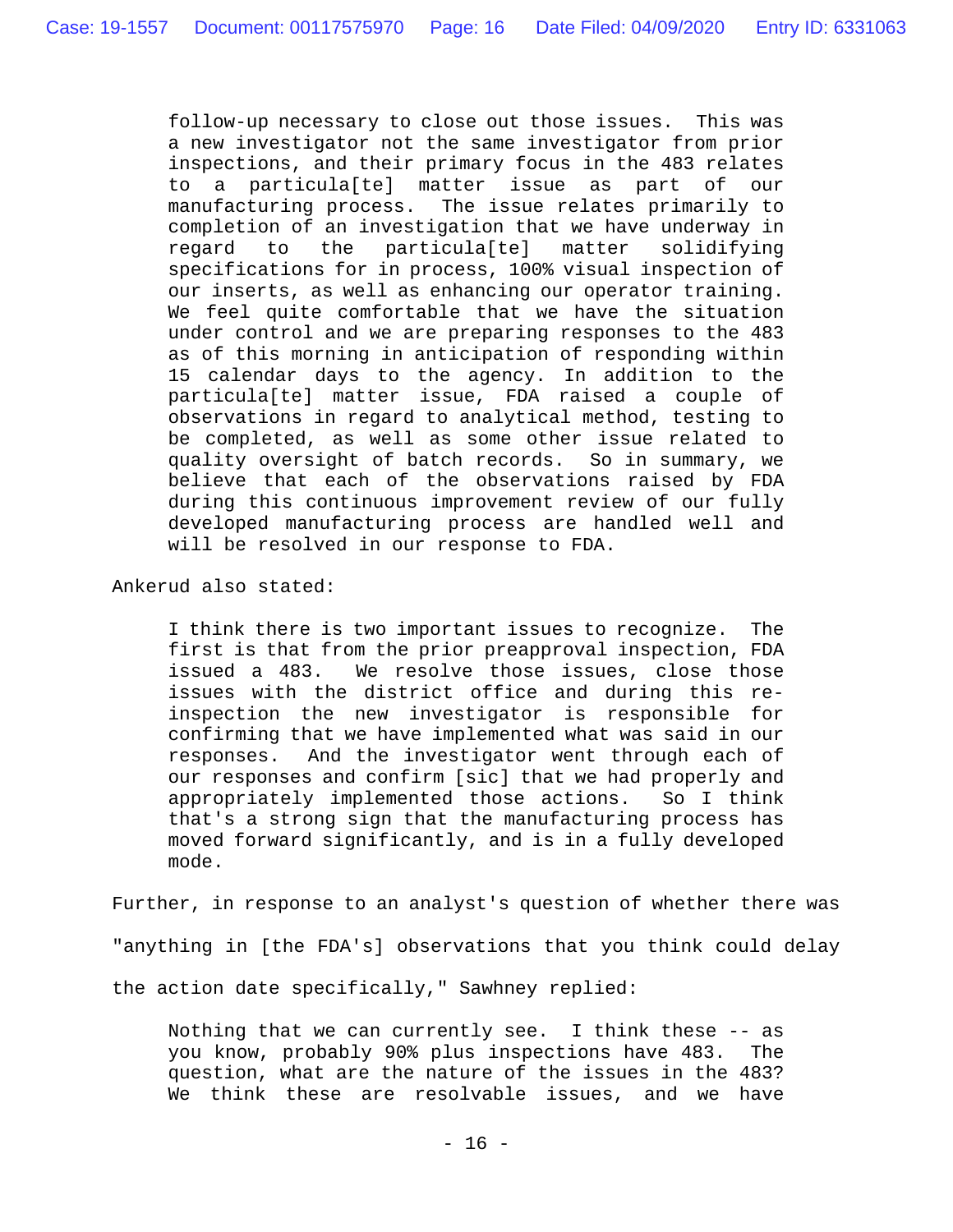follow-up necessary to close out those issues. This was a new investigator not the same investigator from prior inspections, and their primary focus in the 483 relates to a particula[te] matter issue as part of our manufacturing process. The issue relates primarily to completion of an investigation that we have underway in regard to the particula[te] matter solidifying specifications for in process, 100% visual inspection of our inserts, as well as enhancing our operator training. We feel quite comfortable that we have the situation under control and we are preparing responses to the 483 as of this morning in anticipation of responding within 15 calendar days to the agency. In addition to the particula[te] matter issue, FDA raised a couple of observations in regard to analytical method, testing to be completed, as well as some other issue related to quality oversight of batch records. So in summary, we believe that each of the observations raised by FDA during this continuous improvement review of our fully developed manufacturing process are handled well and will be resolved in our response to FDA.

Ankerud also stated:

> I think there is two important issues to recognize. The first is that from the prior preapproval inspection, FDA issued a 483. We resolve those issues, close those issues with the district office and during this re-inspection the new investigator is responsible for confirming that we have implemented what was said in our responses. And the investigator went through each of our responses and confirm [sic] that we had properly and appropriately implemented those actions. So I think that's a strong sign that the manufacturing process has moved forward significantly, and is in a fully developed mode.

Further, in response to an analyst's question of whether there was "anything in [the FDA's] observations that you think could delay the action date specifically," Sawhney replied:

> Nothing that we can currently see. I think these -- as you know, probably 90% plus inspections have 483. The question, what are the nature of the issues in the 483? We think these are resolvable issues, and we have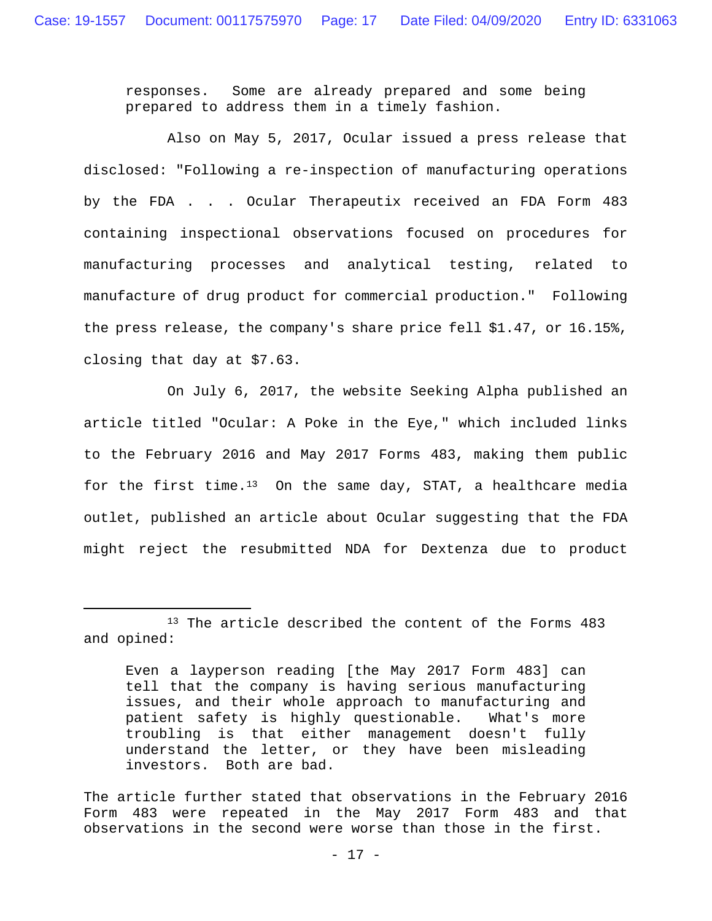> responses. Some are already prepared and some being prepared to address them in a timely fashion.

Also on May 5, 2017, Ocular issued a press release that disclosed: "Following a re-inspection of manufacturing operations by the FDA . . . Ocular Therapeutix received an FDA Form 483 containing inspectional observations focused on procedures for manufacturing processes and analytical testing, related to manufacture of drug product for commercial production." Following the press release, the company's share price fell $1.47, or 16.15%, closing that day at $7.63.

On July 6, 2017, the website Seeking Alpha published an article titled "Ocular: A Poke in the Eye," which included links to the February 2016 and May 2017 Forms 483, making them public for the first time.[13] On the same day, STAT, a healthcare media outlet, published an article about Ocular suggesting that the FDA might reject the resubmitted NDA for Dextenza due to product

---

[13] The article described the content of the Forms 483 and opined:

> Even a layperson reading [the May 2017 Form 483] can tell that the company is having serious manufacturing issues, and their whole approach to manufacturing and patient safety is highly questionable. What's more troubling is that either management doesn't fully understand the letter, or they have been misleading investors. Both are bad.

The article further stated that observations in the February 2016 Form 483 were repeated in the May 2017 Form 483 and that observations in the second were worse than those in the first.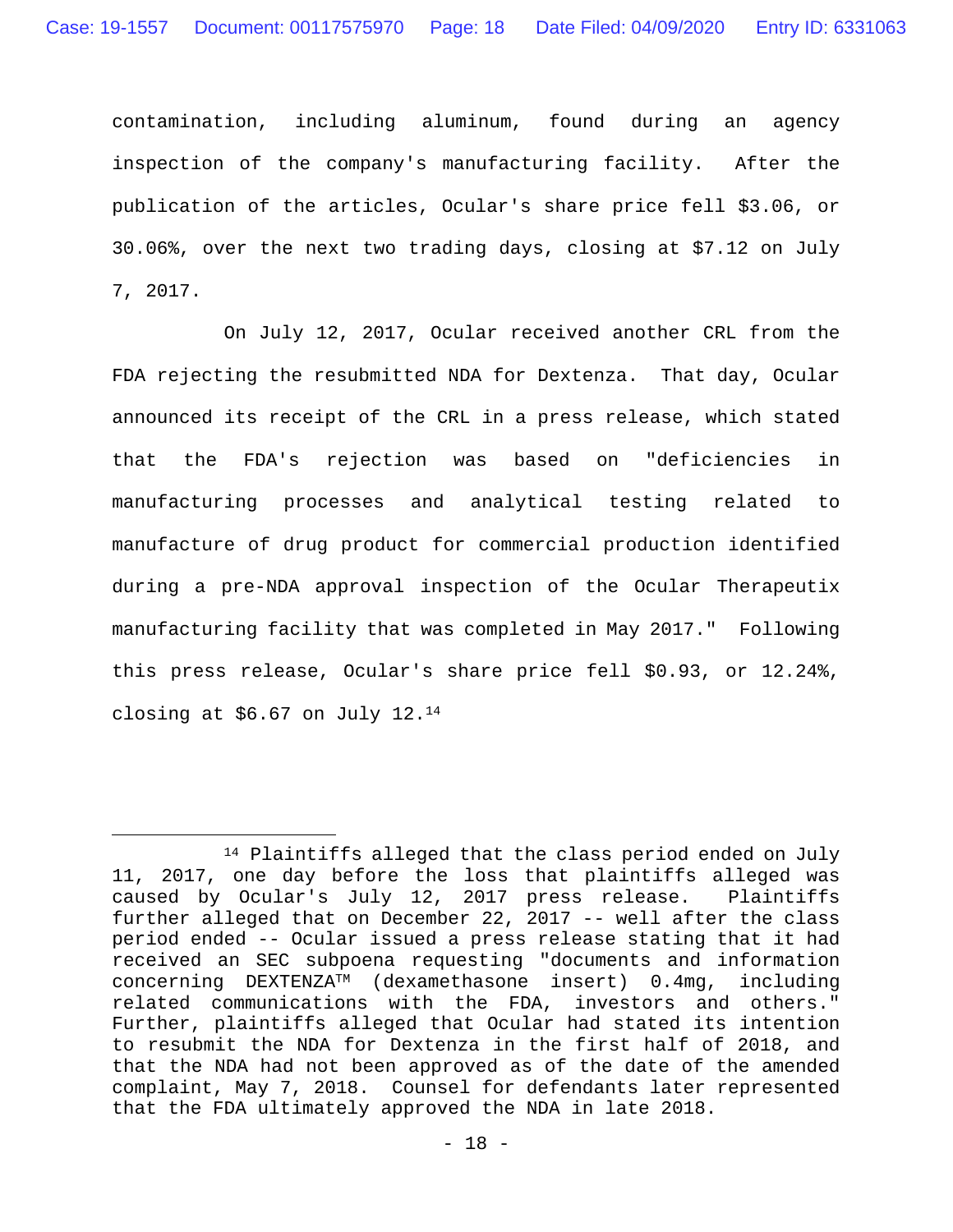contamination, including aluminum, found during an agency inspection of the company's manufacturing facility. After the publication of the articles, Ocular's share price fell $3.06, or 30.06%, over the next two trading days, closing at $7.12 on July 7, 2017.

On July 12, 2017, Ocular received another CRL from the FDA rejecting the resubmitted NDA for Dextenza. That day, Ocular announced its receipt of the CRL in a press release, which stated that the FDA's rejection was based on "deficiencies in manufacturing processes and analytical testing related to manufacture of drug product for commercial production identified during a pre-NDA approval inspection of the Ocular Therapeutix manufacturing facility that was completed in May 2017." Following this press release, Ocular's share price fell $0.93, or 12.24%, closing at $6.67 on July 12.[14]

---

[14] Plaintiffs alleged that the class period ended on July 11, 2017, one day before the loss that plaintiffs alleged was caused by Ocular's July 12, 2017 press release. Plaintiffs further alleged that on December 22, 2017 -- well after the class period ended -- Ocular issued a press release stating that it had received an SEC subpoena requesting "documents and information concerning DEXTENZA™ (dexamethasone insert) 0.4mg, including related communications with the FDA, investors and others." Further, plaintiffs alleged that Ocular had stated its intention to resubmit the NDA for Dextenza in the first half of 2018, and that the NDA had not been approved as of the date of the amended complaint, May 7, 2018. Counsel for defendants later represented that the FDA ultimately approved the NDA in late 2018.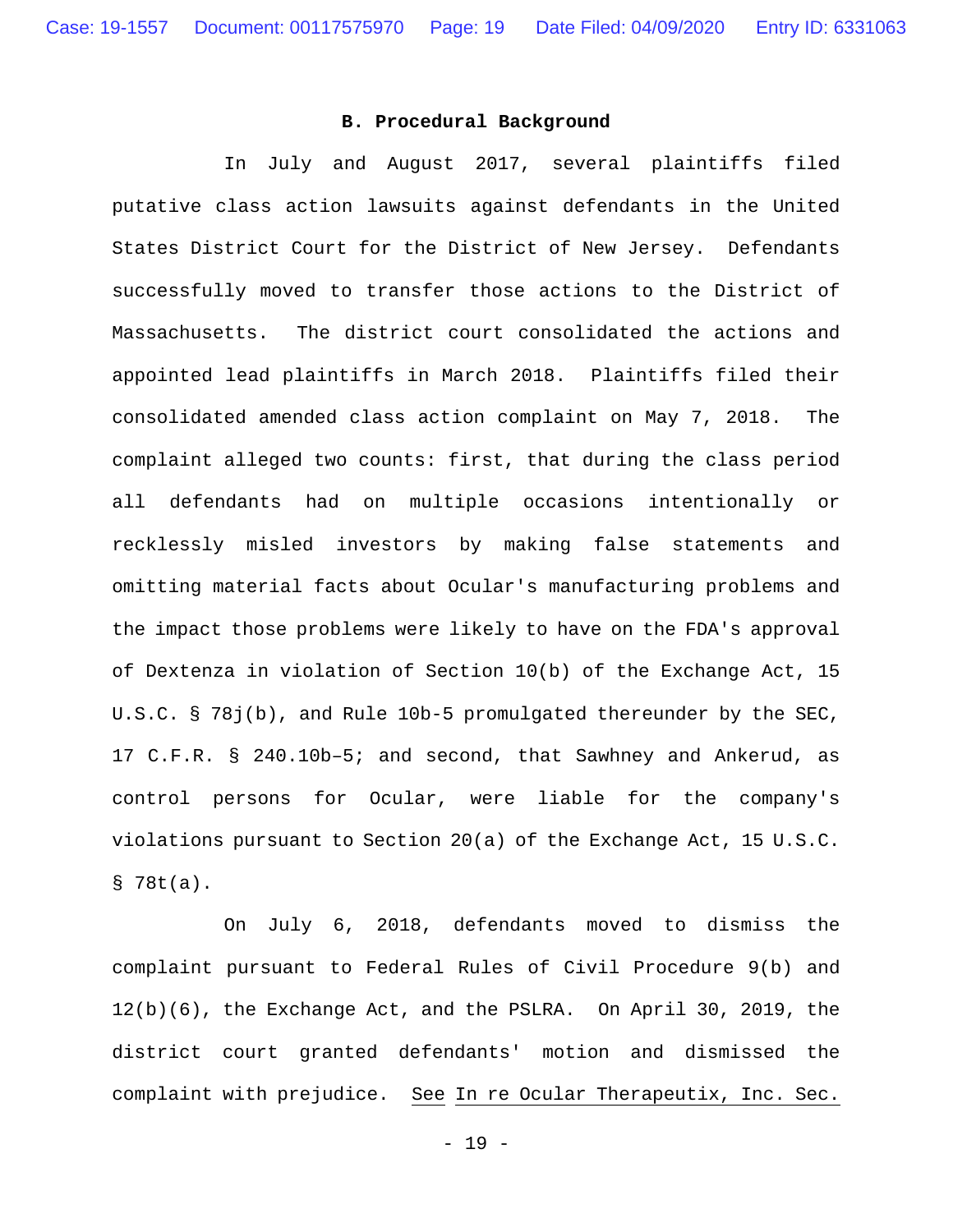### B. Procedural Background

In July and August 2017, several plaintiffs filed putative class action lawsuits against defendants in the United States District Court for the District of New Jersey. Defendants successfully moved to transfer those actions to the District of Massachusetts. The district court consolidated the actions and appointed lead plaintiffs in March 2018. Plaintiffs filed their consolidated amended class action complaint on May 7, 2018. The complaint alleged two counts: first, that during the class period all defendants had on multiple occasions intentionally or recklessly misled investors by making false statements and omitting material facts about Ocular's manufacturing problems and the impact those problems were likely to have on the FDA's approval of Dextenza in violation of Section 10(b) of the Exchange Act, 15 U.S.C. § 78j(b), and Rule 10b-5 promulgated thereunder by the SEC, 17 C.F.R. § 240.10b–5; and second, that Sawhney and Ankerud, as control persons for Ocular, were liable for the company's violations pursuant to Section 20(a) of the Exchange Act, 15 U.S.C. § 78t(a).

On July 6, 2018, defendants moved to dismiss the complaint pursuant to Federal Rules of Civil Procedure 9(b) and 12(b)(6), the Exchange Act, and the PSLRA. On April 30, 2019, the district court granted defendants' motion and dismissed the complaint with prejudice. _See_ _In re Ocular Therapeutix, Inc. Sec._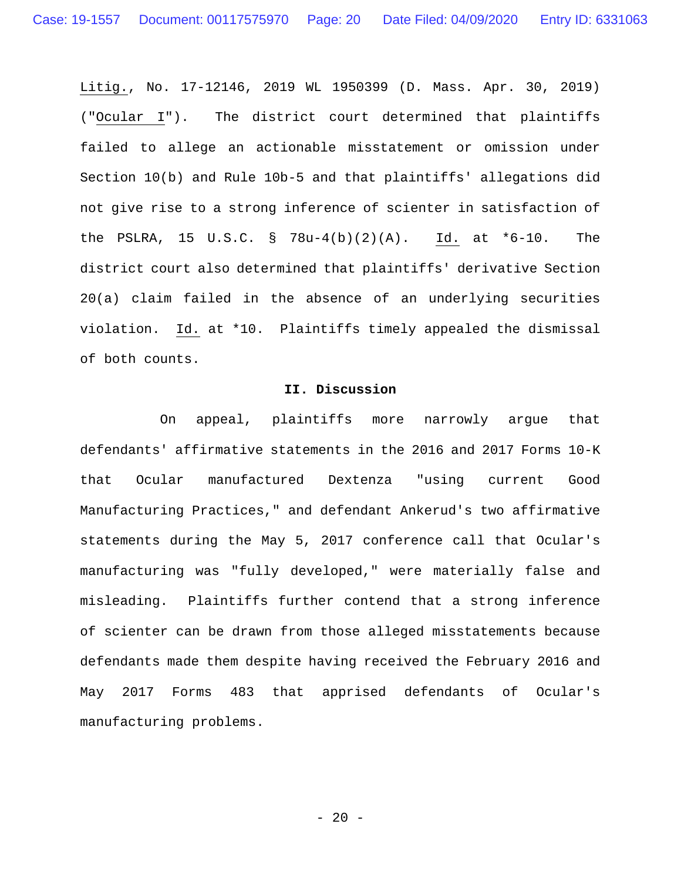Litig., No. 17-12146, 2019 WL 1950399 (D. Mass. Apr. 30, 2019) ("Ocular I"). The district court determined that plaintiffs failed to allege an actionable misstatement or omission under Section 10(b) and Rule 10b-5 and that plaintiffs' allegations did not give rise to a strong inference of scienter in satisfaction of the PSLRA, 15 U.S.C. § 78u-4(b)(2)(A). Id. at *6-10. The district court also determined that plaintiffs' derivative Section 20(a) claim failed in the absence of an underlying securities violation. Id. at *10. Plaintiffs timely appealed the dismissal of both counts.

## II. Discussion

On appeal, plaintiffs more narrowly argue that defendants' affirmative statements in the 2016 and 2017 Forms 10-K that Ocular manufactured Dextenza "using current Good Manufacturing Practices," and defendant Ankerud's two affirmative statements during the May 5, 2017 conference call that Ocular's manufacturing was "fully developed," were materially false and misleading. Plaintiffs further contend that a strong inference of scienter can be drawn from those alleged misstatements because defendants made them despite having received the February 2016 and May 2017 Forms 483 that apprised defendants of Ocular's manufacturing problems.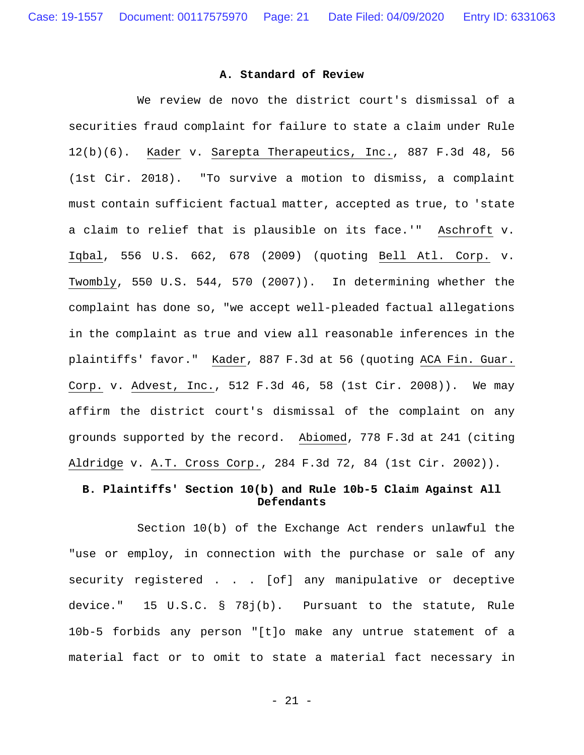### A. Standard of Review

We review de novo the district court's dismissal of a securities fraud complaint for failure to state a claim under Rule 12(b)(6). Kader v. Sarepta Therapeutics, Inc., 887 F.3d 48, 56 (1st Cir. 2018). "To survive a motion to dismiss, a complaint must contain sufficient factual matter, accepted as true, to 'state a claim to relief that is plausible on its face.'" Aschroft v. Iqbal, 556 U.S. 662, 678 (2009) (quoting Bell Atl. Corp. v. Twombly, 550 U.S. 544, 570 (2007)). In determining whether the complaint has done so, "we accept well-pleaded factual allegations in the complaint as true and view all reasonable inferences in the plaintiffs' favor." Kader, 887 F.3d at 56 (quoting ACA Fin. Guar. Corp. v. Advest, Inc., 512 F.3d 46, 58 (1st Cir. 2008)). We may affirm the district court's dismissal of the complaint on any grounds supported by the record. Abiomed, 778 F.3d at 241 (citing Aldridge v. A.T. Cross Corp., 284 F.3d 72, 84 (1st Cir. 2002)).

### B. Plaintiffs' Section 10(b) and Rule 10b-5 Claim Against All Defendants

Section 10(b) of the Exchange Act renders unlawful the "use or employ, in connection with the purchase or sale of any security registered . . . [of] any manipulative or deceptive device." 15 U.S.C. § 78j(b). Pursuant to the statute, Rule 10b-5 forbids any person "[t]o make any untrue statement of a material fact or to omit to state a material fact necessary in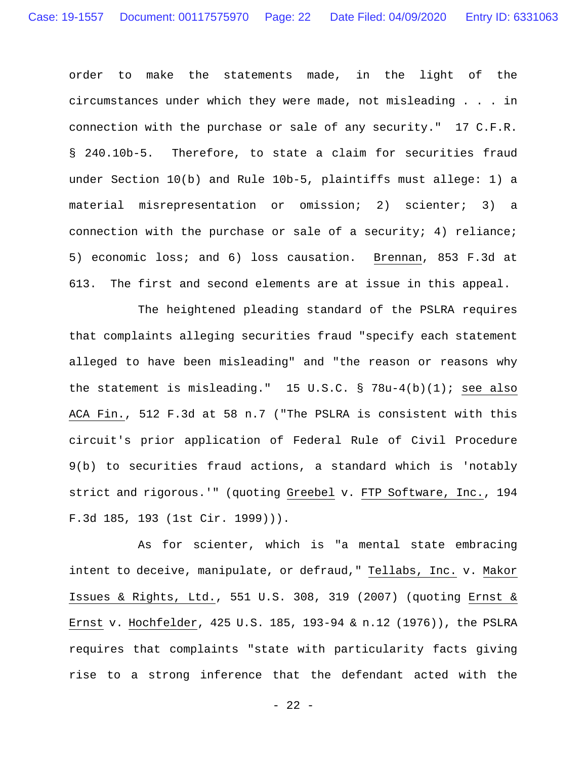order to make the statements made, in the light of the circumstances under which they were made, not misleading . . . in connection with the purchase or sale of any security." 17 C.F.R. § 240.10b-5. Therefore, to state a claim for securities fraud under Section 10(b) and Rule 10b-5, plaintiffs must allege: 1) a material misrepresentation or omission; 2) scienter; 3) a connection with the purchase or sale of a security; 4) reliance; 5) economic loss; and 6) loss causation. Brennan, 853 F.3d at 613. The first and second elements are at issue in this appeal.

The heightened pleading standard of the PSLRA requires that complaints alleging securities fraud "specify each statement alleged to have been misleading" and "the reason or reasons why the statement is misleading." 15 U.S.C. § 78u-4(b)(1); see also ACA Fin., 512 F.3d at 58 n.7 ("The PSLRA is consistent with this circuit's prior application of Federal Rule of Civil Procedure 9(b) to securities fraud actions, a standard which is 'notably strict and rigorous.'" (quoting Greebel v. FTP Software, Inc., 194 F.3d 185, 193 (1st Cir. 1999))).

As for scienter, which is "a mental state embracing intent to deceive, manipulate, or defraud," Tellabs, Inc. v. Makor Issues & Rights, Ltd., 551 U.S. 308, 319 (2007) (quoting Ernst & Ernst v. Hochfelder, 425 U.S. 185, 193-94 & n.12 (1976)), the PSLRA requires that complaints "state with particularity facts giving rise to a strong inference that the defendant acted with the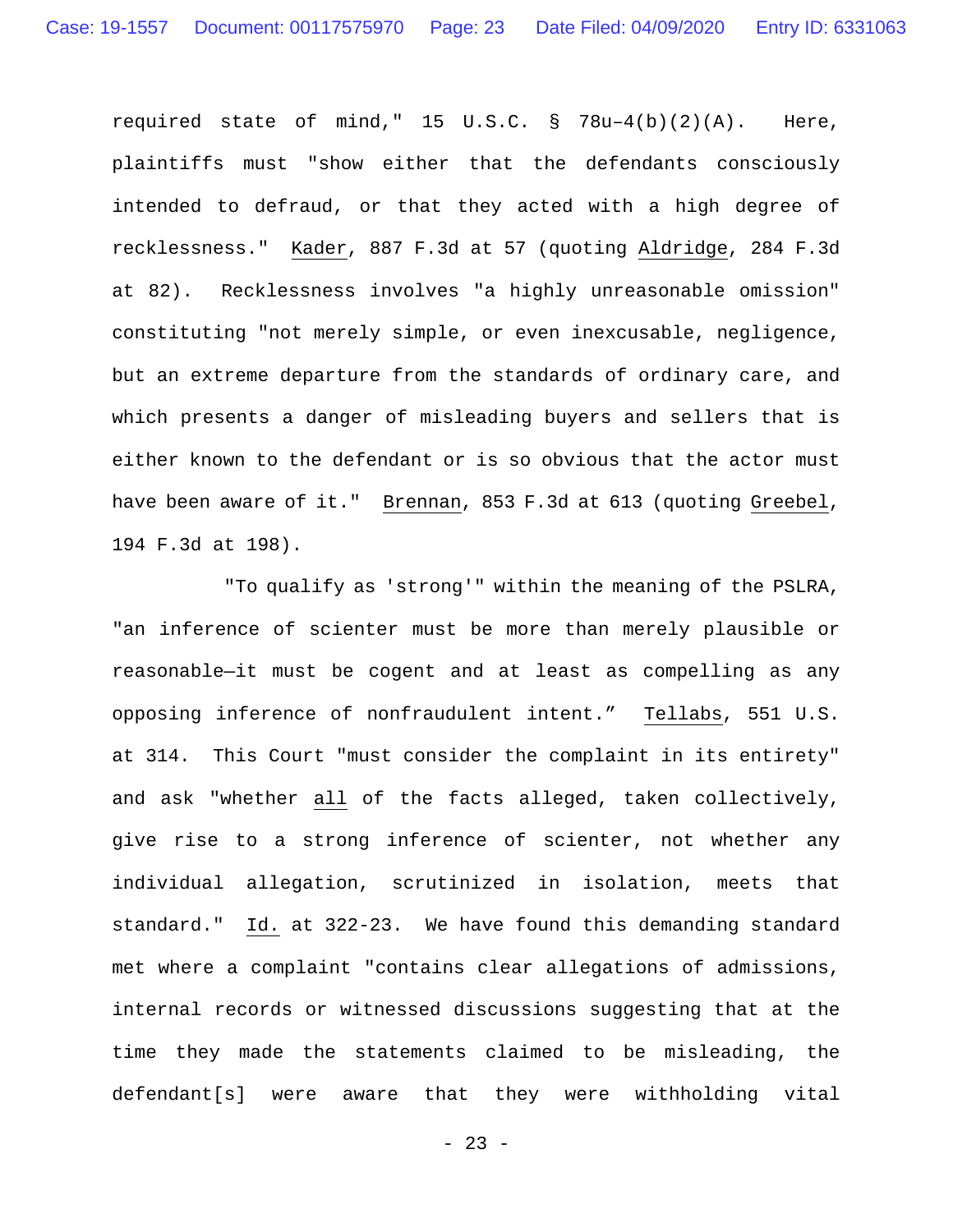required state of mind," 15 U.S.C. § 78u–4(b)(2)(A). Here, plaintiffs must "show either that the defendants consciously intended to defraud, or that they acted with a high degree of recklessness." Kader, 887 F.3d at 57 (quoting Aldridge, 284 F.3d at 82). Recklessness involves "a highly unreasonable omission" constituting "not merely simple, or even inexcusable, negligence, but an extreme departure from the standards of ordinary care, and which presents a danger of misleading buyers and sellers that is either known to the defendant or is so obvious that the actor must have been aware of it." Brennan, 853 F.3d at 613 (quoting Greebel, 194 F.3d at 198).

"To qualify as 'strong'" within the meaning of the PSLRA, "an inference of scienter must be more than merely plausible or reasonable—it must be cogent and at least as compelling as any opposing inference of nonfraudulent intent." Tellabs, 551 U.S. at 314. This Court "must consider the complaint in its entirety" and ask "whether all of the facts alleged, taken collectively, give rise to a strong inference of scienter, not whether any individual allegation, scrutinized in isolation, meets that standard." Id. at 322-23. We have found this demanding standard met where a complaint "contains clear allegations of admissions, internal records or witnessed discussions suggesting that at the time they made the statements claimed to be misleading, the defendant[s] were aware that they were withholding vital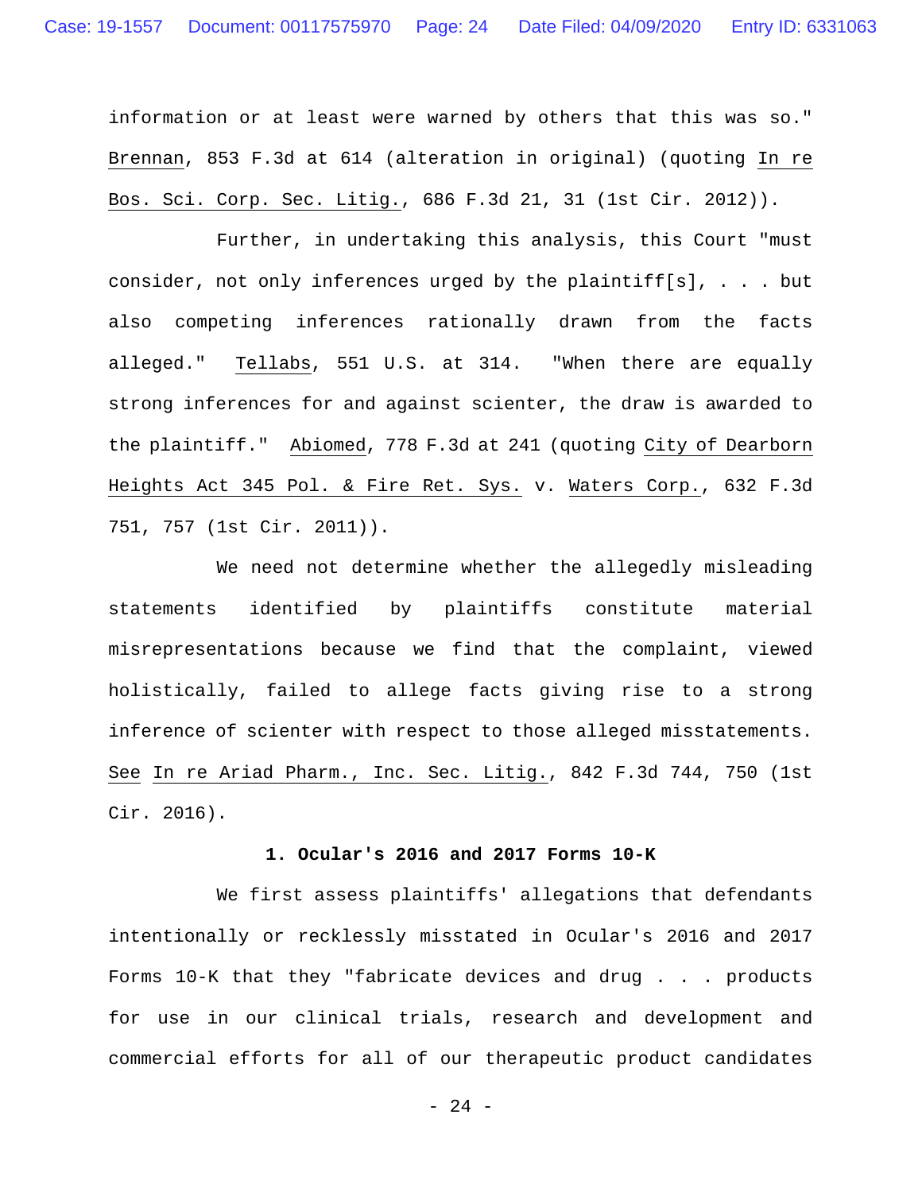information or at least were warned by others that this was so." Brennan, 853 F.3d at 614 (alteration in original) (quoting In re Bos. Sci. Corp. Sec. Litig., 686 F.3d 21, 31 (1st Cir. 2012)).

Further, in undertaking this analysis, this Court "must consider, not only inferences urged by the plaintiff[s], . . . but also competing inferences rationally drawn from the facts alleged." Tellabs, 551 U.S. at 314. "When there are equally strong inferences for and against scienter, the draw is awarded to the plaintiff." Abiomed, 778 F.3d at 241 (quoting City of Dearborn Heights Act 345 Pol. & Fire Ret. Sys. v. Waters Corp., 632 F.3d 751, 757 (1st Cir. 2011)).

We need not determine whether the allegedly misleading statements identified by plaintiffs constitute material misrepresentations because we find that the complaint, viewed holistically, failed to allege facts giving rise to a strong inference of scienter with respect to those alleged misstatements. See In re Ariad Pharm., Inc. Sec. Litig., 842 F.3d 744, 750 (1st Cir. 2016).

**1. Ocular's 2016 and 2017 Forms 10-K**

We first assess plaintiffs' allegations that defendants intentionally or recklessly misstated in Ocular's 2016 and 2017 Forms 10-K that they "fabricate devices and drug . . . products for use in our clinical trials, research and development and commercial efforts for all of our therapeutic product candidates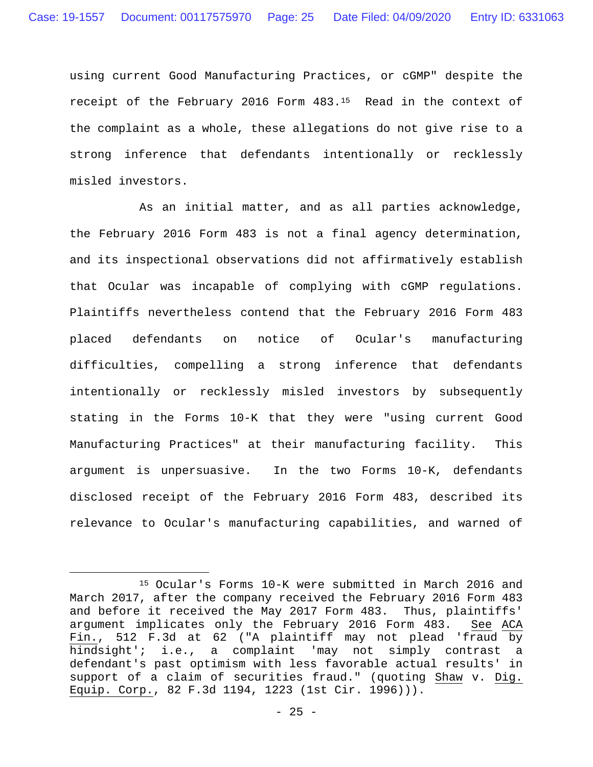using current Good Manufacturing Practices, or cGMP" despite the receipt of the February 2016 Form 483.[15] Read in the context of the complaint as a whole, these allegations do not give rise to a strong inference that defendants intentionally or recklessly misled investors.

As an initial matter, and as all parties acknowledge, the February 2016 Form 483 is not a final agency determination, and its inspectional observations did not affirmatively establish that Ocular was incapable of complying with cGMP regulations. Plaintiffs nevertheless contend that the February 2016 Form 483 placed defendants on notice of Ocular's manufacturing difficulties, compelling a strong inference that defendants intentionally or recklessly misled investors by subsequently stating in the Forms 10-K that they were "using current Good Manufacturing Practices" at their manufacturing facility. This argument is unpersuasive. In the two Forms 10-K, defendants disclosed receipt of the February 2016 Form 483, described its relevance to Ocular's manufacturing capabilities, and warned of

---

[15] Ocular's Forms 10-K were submitted in March 2016 and March 2017, after the company received the February 2016 Form 483 and before it received the May 2017 Form 483. Thus, plaintiffs' argument implicates only the February 2016 Form 483. See ACA Fin., 512 F.3d at 62 ("A plaintiff may not plead 'fraud by hindsight'; i.e., a complaint 'may not simply contrast a defendant's past optimism with less favorable actual results' in support of a claim of securities fraud." (quoting Shaw v. Dig. Equip. Corp., 82 F.3d 1194, 1223 (1st Cir. 1996))).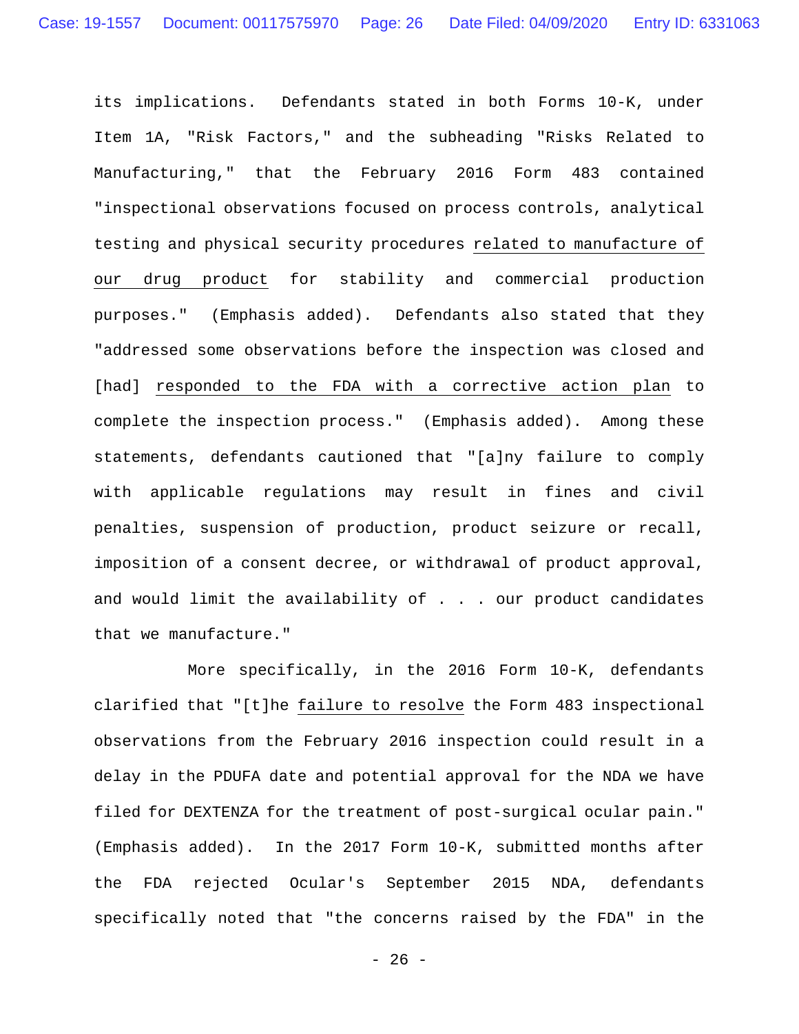its implications. Defendants stated in both Forms 10-K, under Item 1A, "Risk Factors," and the subheading "Risks Related to Manufacturing," that the February 2016 Form 483 contained "inspectional observations focused on process controls, analytical testing and physical security procedures <u>related to manufacture of our drug product</u> for stability and commercial production purposes." (Emphasis added). Defendants also stated that they "addressed some observations before the inspection was closed and [had] <u>responded to the FDA with a corrective action plan</u> to complete the inspection process." (Emphasis added). Among these statements, defendants cautioned that "[a]ny failure to comply with applicable regulations may result in fines and civil penalties, suspension of production, product seizure or recall, imposition of a consent decree, or withdrawal of product approval, and would limit the availability of . . . our product candidates that we manufacture."

More specifically, in the 2016 Form 10-K, defendants clarified that "[t]he <u>failure to resolve</u> the Form 483 inspectional observations from the February 2016 inspection could result in a delay in the PDUFA date and potential approval for the NDA we have filed for DEXTENZA for the treatment of post-surgical ocular pain." (Emphasis added). In the 2017 Form 10-K, submitted months after the FDA rejected Ocular's September 2015 NDA, defendants specifically noted that "the concerns raised by the FDA" in the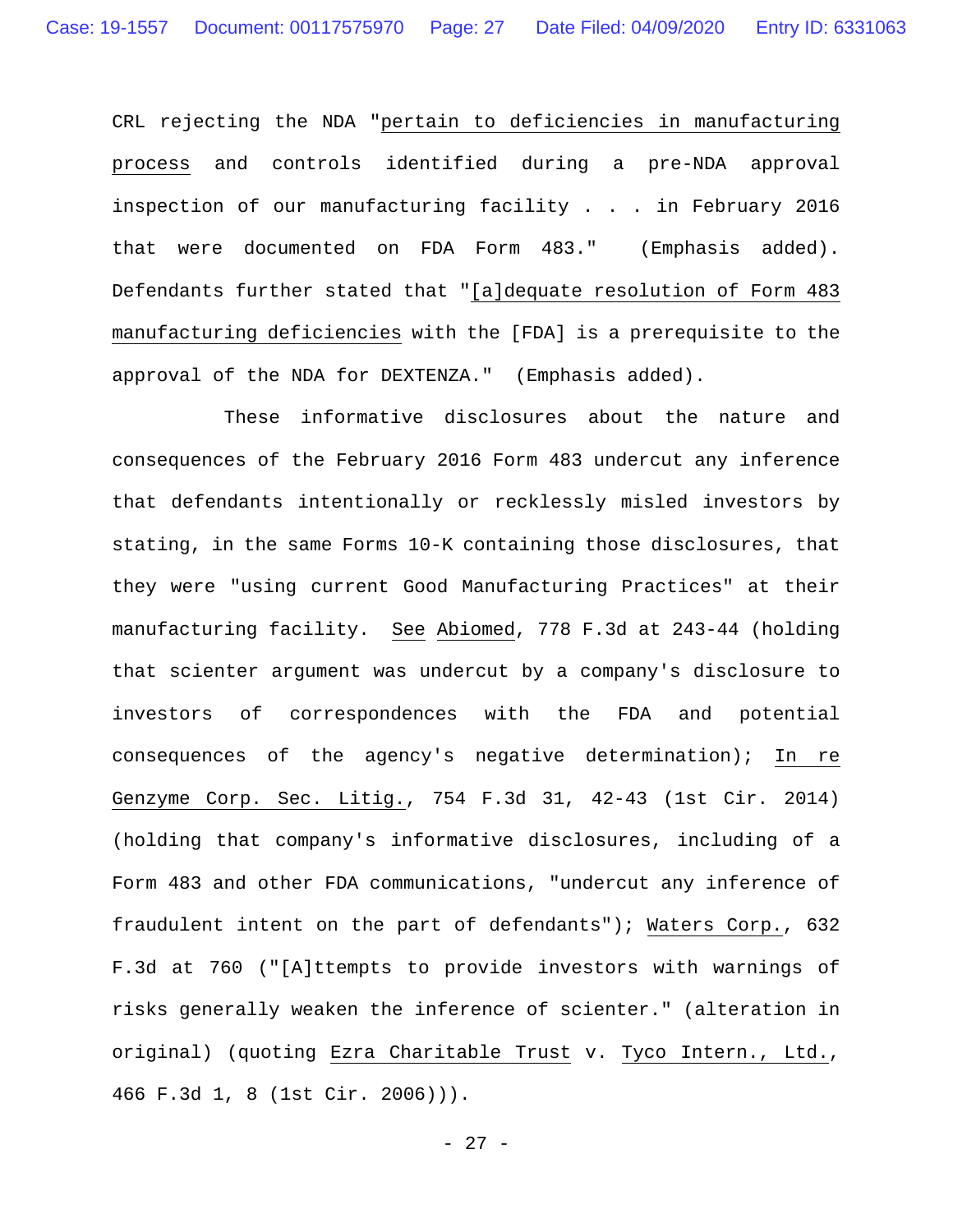CRL rejecting the NDA "pertain to deficiencies in manufacturing process and controls identified during a pre-NDA approval inspection of our manufacturing facility . . . in February 2016 that were documented on FDA Form 483." (Emphasis added). Defendants further stated that "[a]dequate resolution of Form 483 manufacturing deficiencies with the [FDA] is a prerequisite to the approval of the NDA for DEXTENZA." (Emphasis added).

These informative disclosures about the nature and consequences of the February 2016 Form 483 undercut any inference that defendants intentionally or recklessly misled investors by stating, in the same Forms 10-K containing those disclosures, that they were "using current Good Manufacturing Practices" at their manufacturing facility. See *Abiomed*, 778 F.3d at 243-44 (holding that scienter argument was undercut by a company's disclosure to investors of correspondences with the FDA and potential consequences of the agency's negative determination); *In re Genzyme Corp. Sec. Litig.*, 754 F.3d 31, 42-43 (1st Cir. 2014) (holding that company's informative disclosures, including of a Form 483 and other FDA communications, "undercut any inference of fraudulent intent on the part of defendants"); *Waters Corp.*, 632 F.3d at 760 ("[A]ttempts to provide investors with warnings of risks generally weaken the inference of scienter." (alteration in original) (quoting *Ezra Charitable Trust* v. *Tyco Intern., Ltd.*, 466 F.3d 1, 8 (1st Cir. 2006))).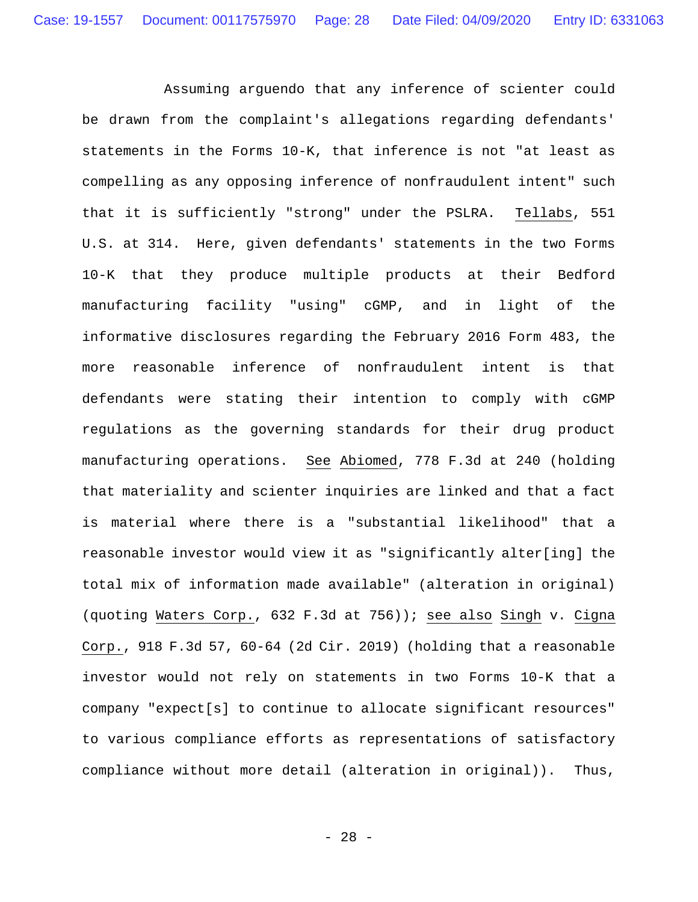Assuming arguendo that any inference of scienter could be drawn from the complaint's allegations regarding defendants' statements in the Forms 10-K, that inference is not "at least as compelling as any opposing inference of nonfraudulent intent" such that it is sufficiently "strong" under the PSLRA. Tellabs, 551 U.S. at 314. Here, given defendants' statements in the two Forms 10-K that they produce multiple products at their Bedford manufacturing facility "using" cGMP, and in light of the informative disclosures regarding the February 2016 Form 483, the more reasonable inference of nonfraudulent intent is that defendants were stating their intention to comply with cGMP regulations as the governing standards for their drug product manufacturing operations. See Abiomed, 778 F.3d at 240 (holding that materiality and scienter inquiries are linked and that a fact is material where there is a "substantial likelihood" that a reasonable investor would view it as "significantly alter[ing] the total mix of information made available" (alteration in original) (quoting Waters Corp., 632 F.3d at 756)); see also Singh v. Cigna Corp., 918 F.3d 57, 60-64 (2d Cir. 2019) (holding that a reasonable investor would not rely on statements in two Forms 10-K that a company "expect[s] to continue to allocate significant resources" to various compliance efforts as representations of satisfactory compliance without more detail (alteration in original)). Thus,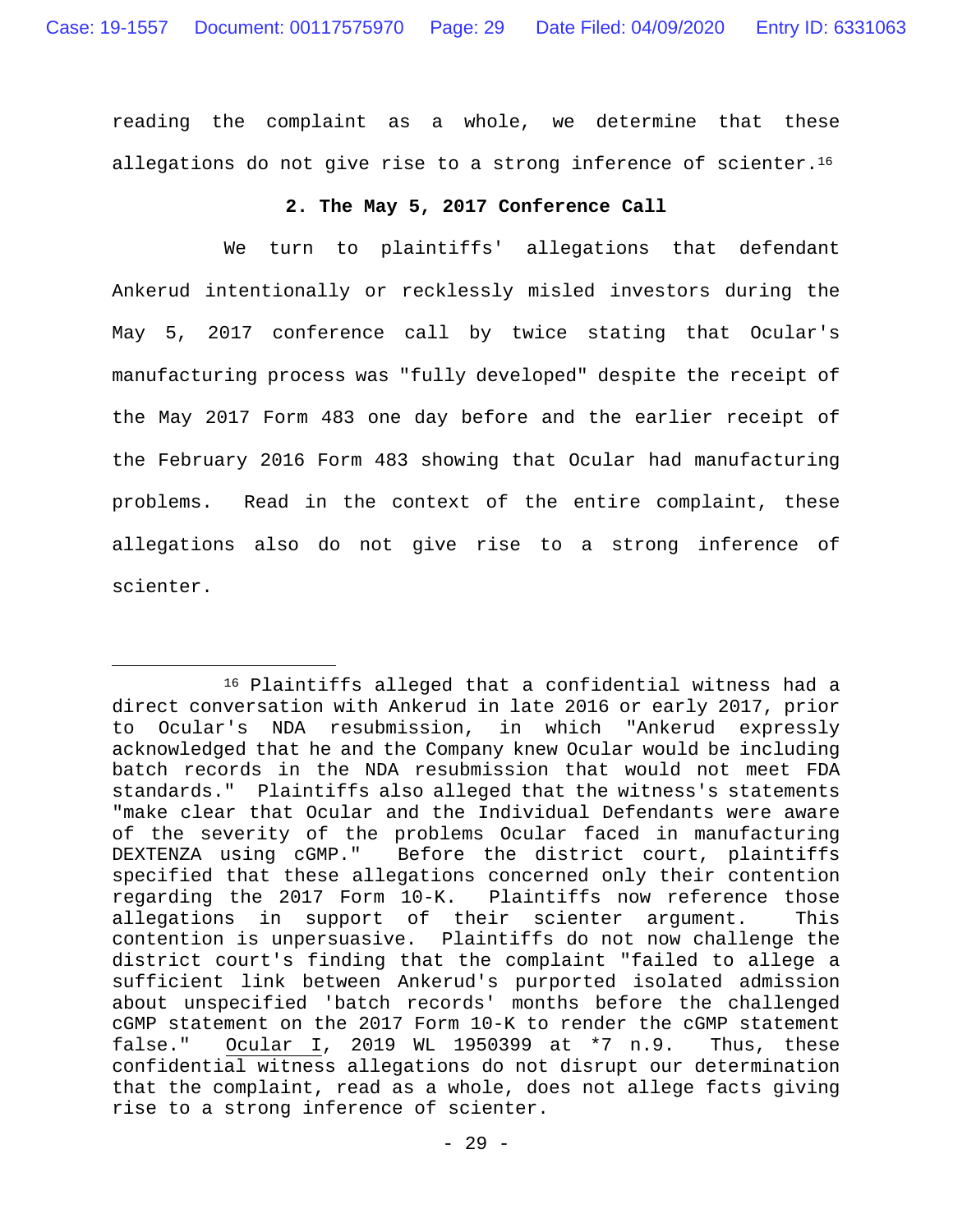reading the complaint as a whole, we determine that these allegations do not give rise to a strong inference of scienter.[16]

### 2. The May 5, 2017 Conference Call

We turn to plaintiffs' allegations that defendant Ankerud intentionally or recklessly misled investors during the May 5, 2017 conference call by twice stating that Ocular's manufacturing process was "fully developed" despite the receipt of the May 2017 Form 483 one day before and the earlier receipt of the February 2016 Form 483 showing that Ocular had manufacturing problems. Read in the context of the entire complaint, these allegations also do not give rise to a strong inference of scienter.

---

[16] Plaintiffs alleged that a confidential witness had a direct conversation with Ankerud in late 2016 or early 2017, prior to Ocular's NDA resubmission, in which "Ankerud expressly acknowledged that he and the Company knew Ocular would be including batch records in the NDA resubmission that would not meet FDA standards." Plaintiffs also alleged that the witness's statements "make clear that Ocular and the Individual Defendants were aware of the severity of the problems Ocular faced in manufacturing DEXTENZA using cGMP." Before the district court, plaintiffs specified that these allegations concerned only their contention regarding the 2017 Form 10-K. Plaintiffs now reference those allegations in support of their scienter argument. This contention is unpersuasive. Plaintiffs do not now challenge the district court's finding that the complaint "failed to allege a sufficient link between Ankerud's purported isolated admission about unspecified 'batch records' months before the challenged cGMP statement on the 2017 Form 10-K to render the cGMP statement false." Ocular I, 2019 WL 1950399 at *7 n.9. Thus, these confidential witness allegations do not disrupt our determination that the complaint, read as a whole, does not allege facts giving rise to a strong inference of scienter.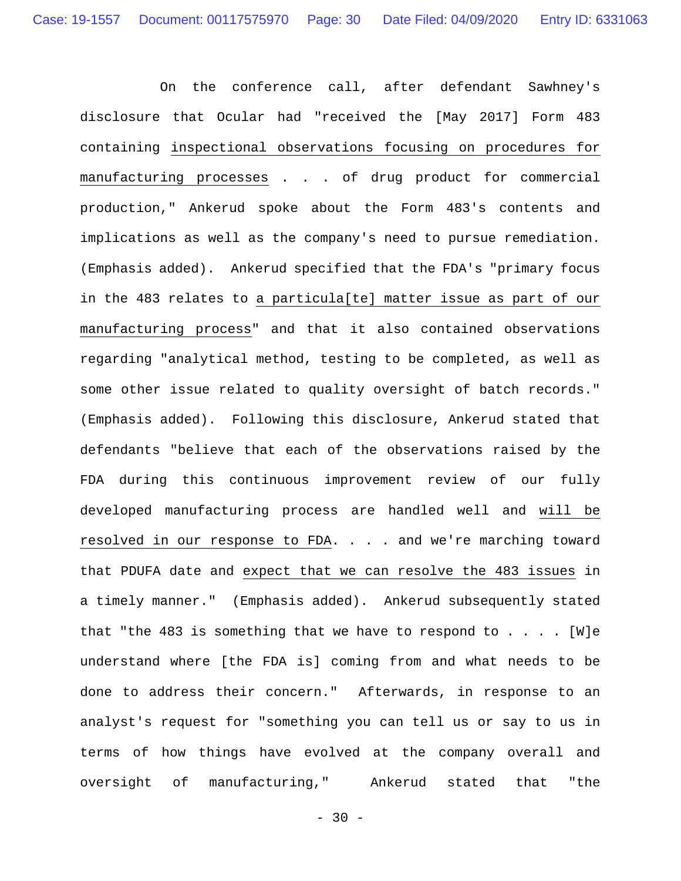On the conference call, after defendant Sawhney's disclosure that Ocular had "received the [May 2017] Form 483 containing <u>inspectional observations focusing on procedures for manufacturing processes</u> . . . of drug product for commercial production," Ankerud spoke about the Form 483's contents and implications as well as the company's need to pursue remediation. (Emphasis added). Ankerud specified that the FDA's "primary focus in the 483 relates to <u>a particula[te] matter issue as part of our manufacturing process</u>" and that it also contained observations regarding "analytical method, testing to be completed, as well as some other issue related to quality oversight of batch records." (Emphasis added). Following this disclosure, Ankerud stated that defendants "believe that each of the observations raised by the FDA during this continuous improvement review of our fully developed manufacturing process are handled well and <u>will be resolved in our response to FDA</u>. . . . and we're marching toward that PDUFA date and <u>expect that we can resolve the 483 issues</u> in a timely manner." (Emphasis added). Ankerud subsequently stated that "the 483 is something that we have to respond to . . . . [W]e understand where [the FDA is] coming from and what needs to be done to address their concern." Afterwards, in response to an analyst's request for "something you can tell us or say to us in terms of how things have evolved at the company overall and oversight of manufacturing," Ankerud stated that "the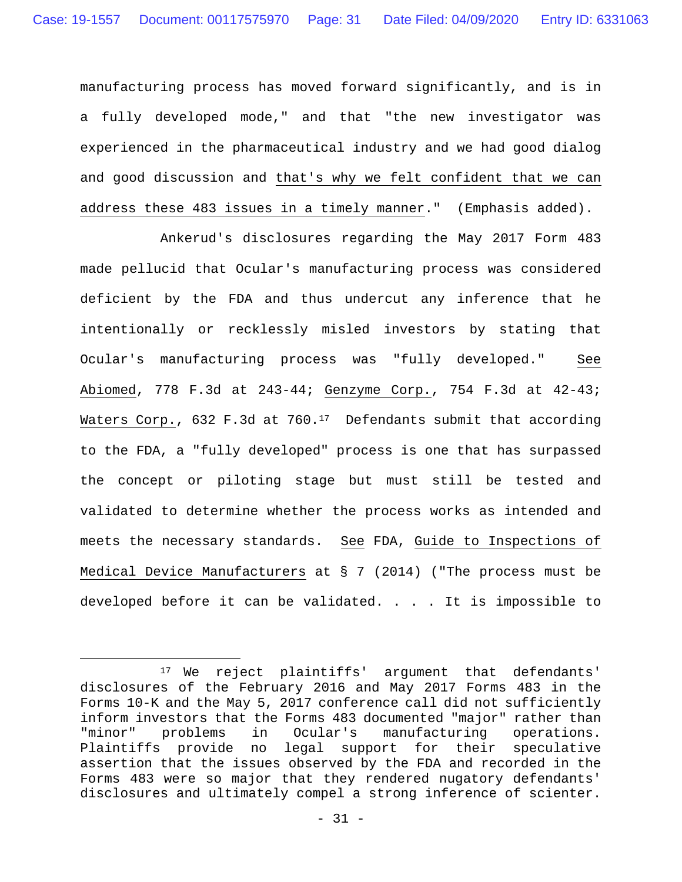manufacturing process has moved forward significantly, and is in a fully developed mode," and that "the new investigator was experienced in the pharmaceutical industry and we had good dialog and good discussion and <u>that's why we felt confident that we can address these 483 issues in a timely manner</u>." (Emphasis added).

Ankerud's disclosures regarding the May 2017 Form 483 made pellucid that Ocular's manufacturing process was considered deficient by the FDA and thus undercut any inference that he intentionally or recklessly misled investors by stating that Ocular's manufacturing process was "fully developed." *See Abiomed*, 778 F.3d at 243-44; *Genzyme Corp.*, 754 F.3d at 42-43; *Waters Corp.*, 632 F.3d at 760.[17] Defendants submit that according to the FDA, a "fully developed" process is one that has surpassed the concept or piloting stage but must still be tested and validated to determine whether the process works as intended and meets the necessary standards. *See* FDA, *Guide to Inspections of Medical Device Manufacturers* at § 7 (2014) ("The process must be developed before it can be validated. . . . It is impossible to

---

[17] We reject plaintiffs' argument that defendants' disclosures of the February 2016 and May 2017 Forms 483 in the Forms 10-K and the May 5, 2017 conference call did not sufficiently inform investors that the Forms 483 documented "major" rather than "minor" problems in Ocular's manufacturing operations. Plaintiffs provide no legal support for their speculative assertion that the issues observed by the FDA and recorded in the Forms 483 were so major that they rendered nugatory defendants' disclosures and ultimately compel a strong inference of scienter.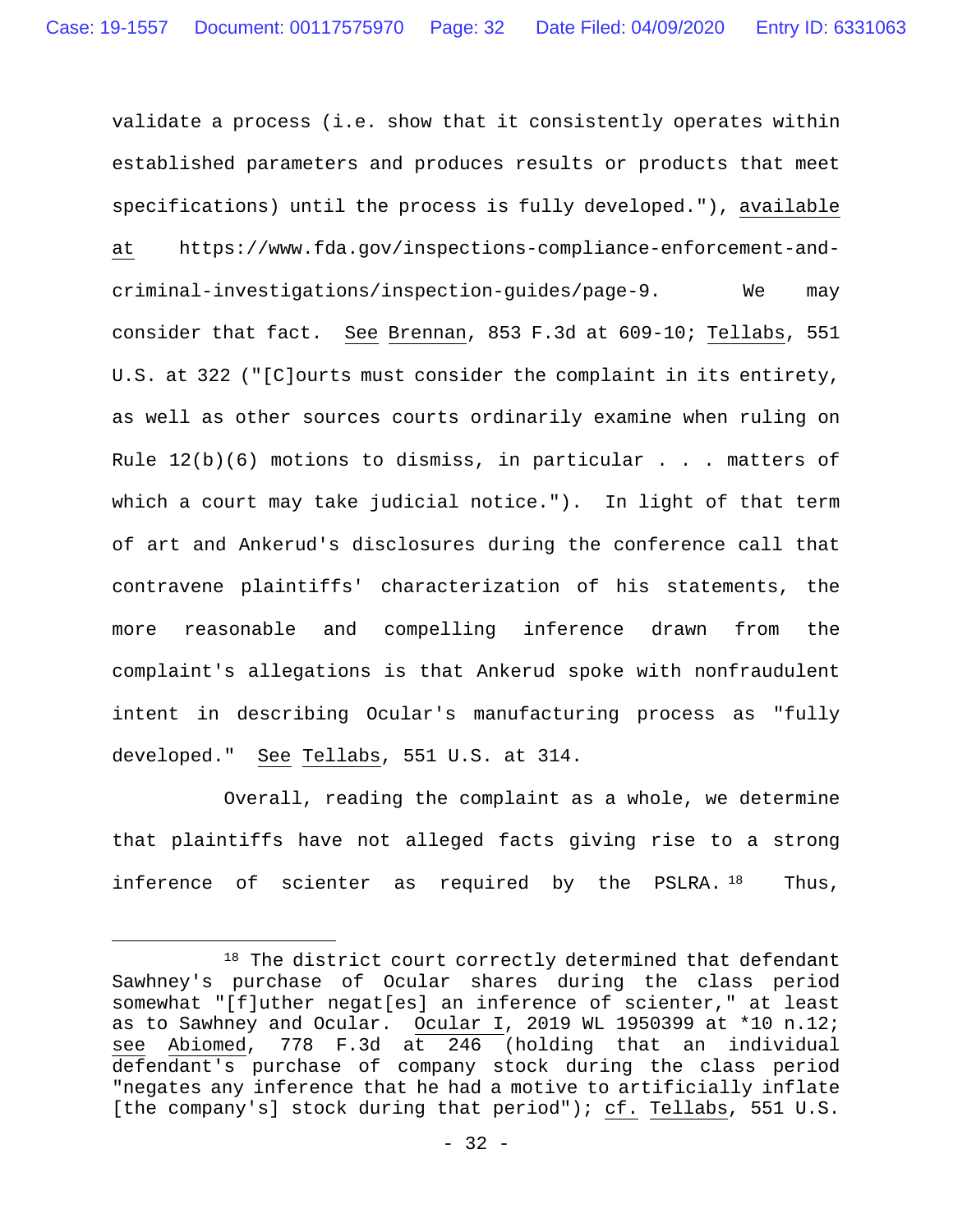validate a process (i.e. show that it consistently operates within established parameters and produces results or products that meet specifications) until the process is fully developed."), available at https://www.fda.gov/inspections-compliance-enforcement-and-criminal-investigations/inspection-guides/page-9. We may consider that fact. See Brennan, 853 F.3d at 609-10; Tellabs, 551 U.S. at 322 ("[C]ourts must consider the complaint in its entirety, as well as other sources courts ordinarily examine when ruling on Rule 12(b)(6) motions to dismiss, in particular . . . matters of which a court may take judicial notice."). In light of that term of art and Ankerud's disclosures during the conference call that contravene plaintiffs' characterization of his statements, the more reasonable and compelling inference drawn from the complaint's allegations is that Ankerud spoke with nonfraudulent intent in describing Ocular's manufacturing process as "fully developed." See Tellabs, 551 U.S. at 314.

Overall, reading the complaint as a whole, we determine that plaintiffs have not alleged facts giving rise to a strong inference of scienter as required by the PSLRA.[18] Thus,

---

[18] The district court correctly determined that defendant Sawhney's purchase of Ocular shares during the class period somewhat "[f]uther negat[es] an inference of scienter," at least as to Sawhney and Ocular. Ocular I, 2019 WL 1950399 at *10 n.12; see Abiomed, 778 F.3d at 246 (holding that an individual defendant's purchase of company stock during the class period "negates any inference that he had a motive to artificially inflate [the company's] stock during that period"); cf. Tellabs, 551 U.S.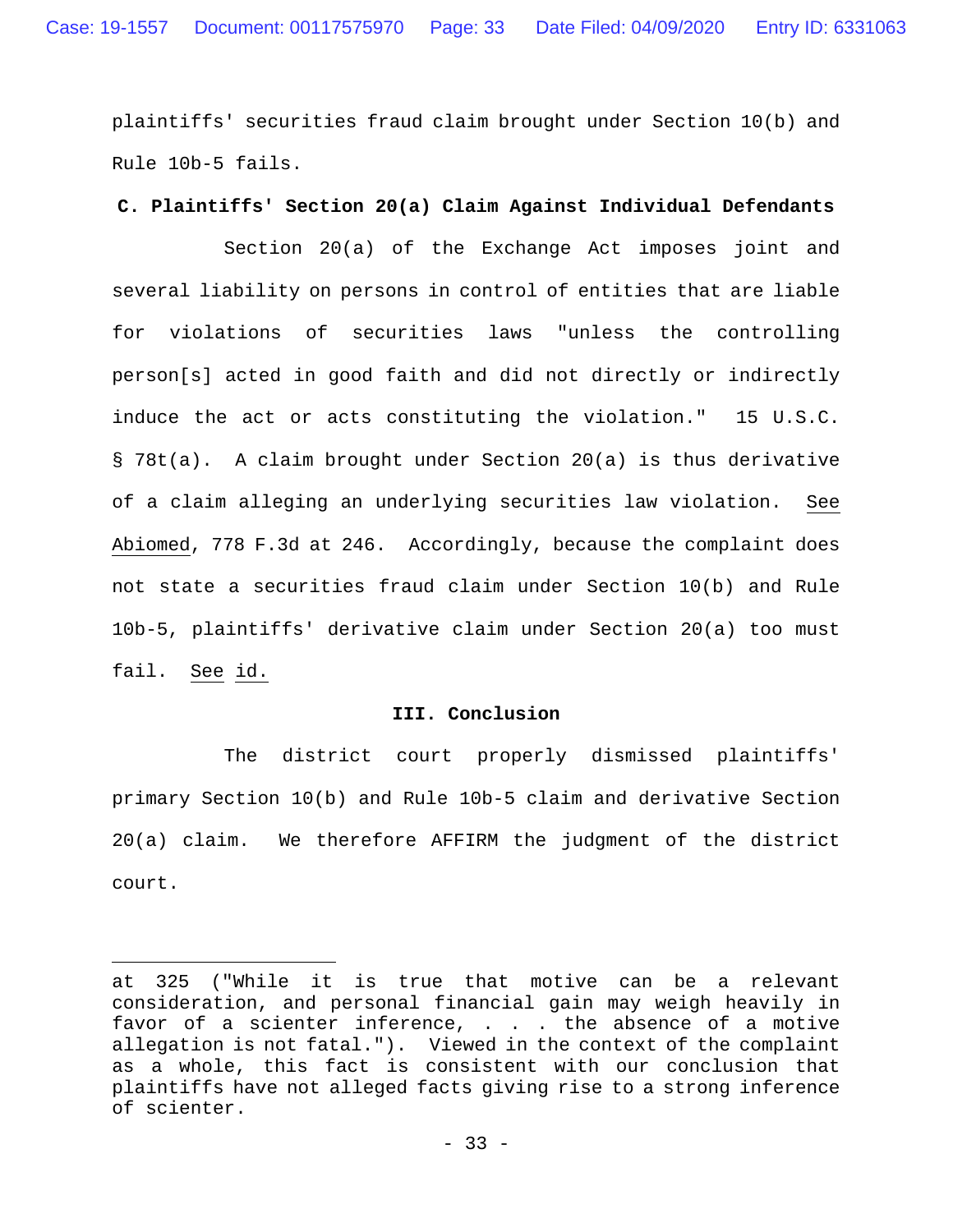plaintiffs' securities fraud claim brought under Section 10(b) and Rule 10b-5 fails.

**C. Plaintiffs' Section 20(a) Claim Against Individual Defendants**

Section 20(a) of the Exchange Act imposes joint and several liability on persons in control of entities that are liable for violations of securities laws "unless the controlling person[s] acted in good faith and did not directly or indirectly induce the act or acts constituting the violation." 15 U.S.C. § 78t(a). A claim brought under Section 20(a) is thus derivative of a claim alleging an underlying securities law violation. See Abiomed, 778 F.3d at 246. Accordingly, because the complaint does not state a securities fraud claim under Section 10(b) and Rule 10b-5, plaintiffs' derivative claim under Section 20(a) too must fail. See id.

**III. Conclusion**

The district court properly dismissed plaintiffs' primary Section 10(b) and Rule 10b-5 claim and derivative Section 20(a) claim. We therefore AFFIRM the judgment of the district court.

---

at 325 ("While it is true that motive can be a relevant consideration, and personal financial gain may weigh heavily in favor of a scienter inference, . . . the absence of a motive allegation is not fatal."). Viewed in the context of the complaint as a whole, this fact is consistent with our conclusion that plaintiffs have not alleged facts giving rise to a strong inference of scienter.